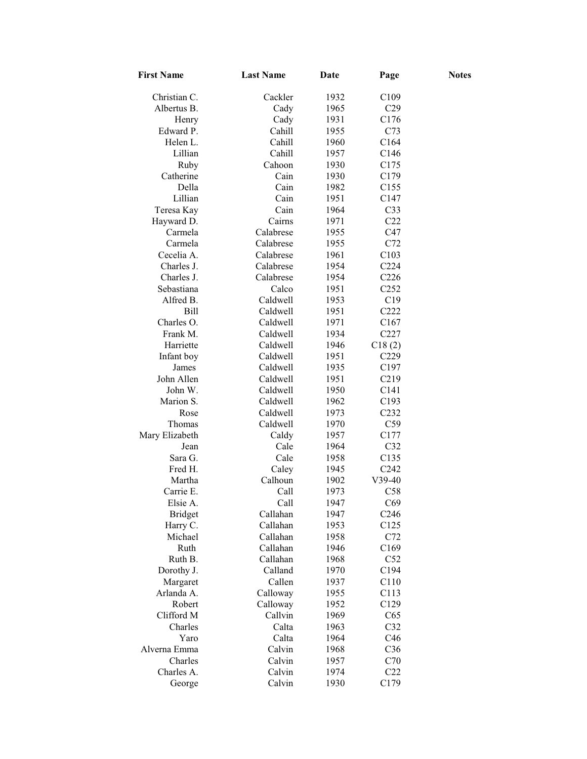| First Name | Last Name | Date | Page | Notes |
|---|---|---|---|---|
| Christian C. | Cackler | 1932 | C109 | |
| Albertus B. | Cady | 1965 | C29 | |
| Henry | Cady | 1931 | C176 | |
| Edward P. | Cahill | 1955 | C73 | |
| Helen L. | Cahill | 1960 | C164 | |
| Lillian | Cahill | 1957 | C146 | |
| Ruby | Cahoon | 1930 | C175 | |
| Catherine | Cain | 1930 | C179 | |
| Della | Cain | 1982 | C155 | |
| Lillian | Cain | 1951 | C147 | |
| Teresa Kay | Cain | 1964 | C33 | |
| Hayward D. | Cairns | 1971 | C22 | |
| Carmela | Calabrese | 1955 | C47 | |
| Carmela | Calabrese | 1955 | C72 | |
| Cecelia A. | Calabrese | 1961 | C103 | |
| Charles J. | Calabrese | 1954 | C224 | |
| Charles J. | Calabrese | 1954 | C226 | |
| Sebastiana | Calco | 1951 | C252 | |
| Alfred B. | Caldwell | 1953 | C19 | |
| Bill | Caldwell | 1951 | C222 | |
| Charles O. | Caldwell | 1971 | C167 | |
| Frank M. | Caldwell | 1934 | C227 | |
| Harriette | Caldwell | 1946 | C18 (2) | |
| Infant boy | Caldwell | 1951 | C229 | |
| James | Caldwell | 1935 | C197 | |
| John Allen | Caldwell | 1951 | C219 | |
| John W. | Caldwell | 1950 | C141 | |
| Marion S. | Caldwell | 1962 | C193 | |
| Rose | Caldwell | 1973 | C232 | |
| Thomas | Caldwell | 1970 | C59 | |
| Mary Elizabeth | Caldy | 1957 | C177 | |
| Jean | Cale | 1964 | C32 | |
| Sara G. | Cale | 1958 | C135 | |
| Fred H. | Caley | 1945 | C242 | |
| Martha | Calhoun | 1902 | V39-40 | |
| Carrie E. | Call | 1973 | C58 | |
| Elsie A. | Call | 1947 | C69 | |
| Bridget | Callahan | 1947 | C246 | |
| Harry C. | Callahan | 1953 | C125 | |
| Michael | Callahan | 1958 | C72 | |
| Ruth | Callahan | 1946 | C169 | |
| Ruth B. | Callahan | 1968 | C52 | |
| Dorothy J. | Calland | 1970 | C194 | |
| Margaret | Callen | 1937 | C110 | |
| Arlanda A. | Calloway | 1955 | C113 | |
| Robert | Calloway | 1952 | C129 | |
| Clifford M | Callvin | 1969 | C65 | |
| Charles | Calta | 1963 | C32 | |
| Yaro | Calta | 1964 | C46 | |
| Alverna Emma | Calvin | 1968 | C36 | |
| Charles | Calvin | 1957 | C70 | |
| Charles A. | Calvin | 1974 | C22 | |
| George | Calvin | 1930 | C179 | |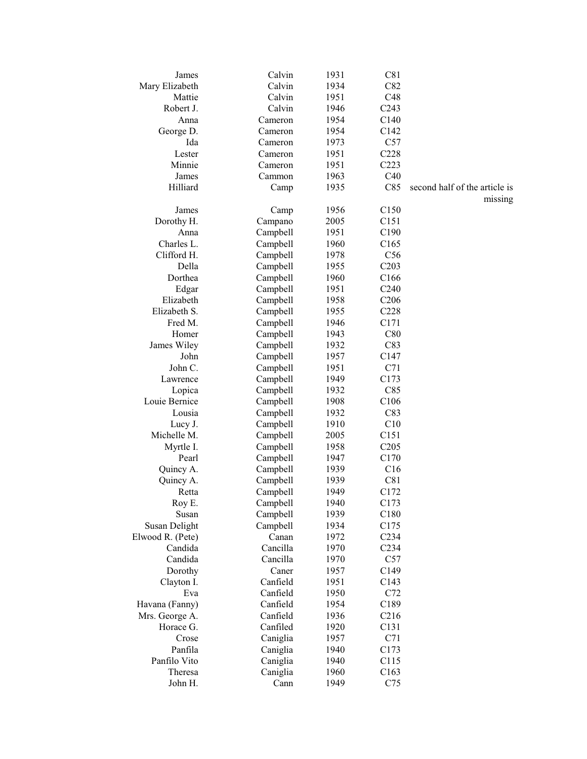| | | | | |
|---|---|---|---|---|
| James | Calvin | 1931 | C81 | |
| Mary Elizabeth | Calvin | 1934 | C82 | |
| Mattie | Calvin | 1951 | C48 | |
| Robert J. | Calvin | 1946 | C243 | |
| Anna | Cameron | 1954 | C140 | |
| George D. | Cameron | 1954 | C142 | |
| Ida | Cameron | 1973 | C57 | |
| Lester | Cameron | 1951 | C228 | |
| Minnie | Cameron | 1951 | C223 | |
| James | Cammon | 1963 | C40 | |
| Hilliard | Camp | 1935 | C85 | second half of the article is missing |
| James | Camp | 1956 | C150 | |
| Dorothy H. | Campano | 2005 | C151 | |
| Anna | Campbell | 1951 | C190 | |
| Charles L. | Campbell | 1960 | C165 | |
| Clifford H. | Campbell | 1978 | C56 | |
| Della | Campbell | 1955 | C203 | |
| Dorthea | Campbell | 1960 | C166 | |
| Edgar | Campbell | 1951 | C240 | |
| Elizabeth | Campbell | 1958 | C206 | |
| Elizabeth S. | Campbell | 1955 | C228 | |
| Fred M. | Campbell | 1946 | C171 | |
| Homer | Campbell | 1943 | C80 | |
| James Wiley | Campbell | 1932 | C83 | |
| John | Campbell | 1957 | C147 | |
| John C. | Campbell | 1951 | C71 | |
| Lawrence | Campbell | 1949 | C173 | |
| Lopica | Campbell | 1932 | C85 | |
| Louie Bernice | Campbell | 1908 | C106 | |
| Lousia | Campbell | 1932 | C83 | |
| Lucy J. | Campbell | 1910 | C10 | |
| Michelle M. | Campbell | 2005 | C151 | |
| Myrtle I. | Campbell | 1958 | C205 | |
| Pearl | Campbell | 1947 | C170 | |
| Quincy A. | Campbell | 1939 | C16 | |
| Quincy A. | Campbell | 1939 | C81 | |
| Retta | Campbell | 1949 | C172 | |
| Roy E. | Campbell | 1940 | C173 | |
| Susan | Campbell | 1939 | C180 | |
| Susan Delight | Campbell | 1934 | C175 | |
| Elwood R. (Pete) | Canan | 1972 | C234 | |
| Candida | Cancilla | 1970 | C234 | |
| Candida | Cancilla | 1970 | C57 | |
| Dorothy | Caner | 1957 | C149 | |
| Clayton I. | Canfield | 1951 | C143 | |
| Eva | Canfield | 1950 | C72 | |
| Havana (Fanny) | Canfield | 1954 | C189 | |
| Mrs. George A. | Canfield | 1936 | C216 | |
| Horace G. | Canfiled | 1920 | C131 | |
| Crose | Caniglia | 1957 | C71 | |
| Panfila | Caniglia | 1940 | C173 | |
| Panfilo Vito | Caniglia | 1940 | C115 | |
| Theresa | Caniglia | 1960 | C163 | |
| John H. | Cann | 1949 | C75 | |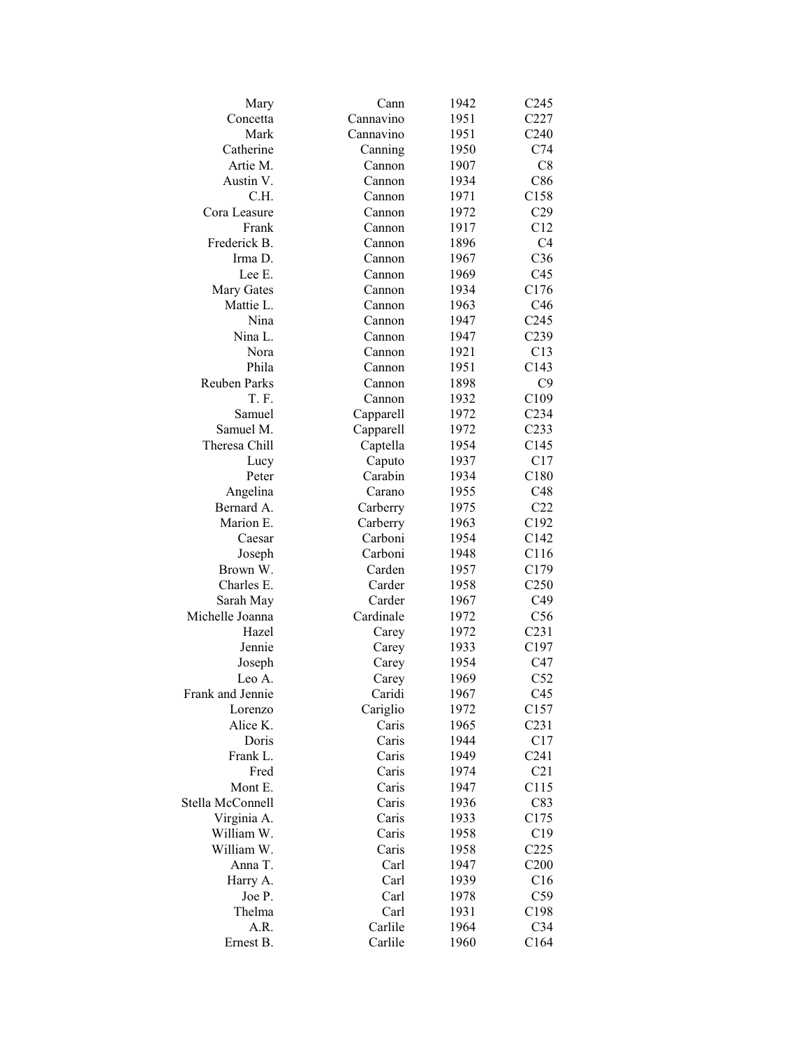| | | | |
|---|---|---|---|
| Mary | Cann | 1942 | C245 |
| Concetta | Cannavino | 1951 | C227 |
| Mark | Cannavino | 1951 | C240 |
| Catherine | Canning | 1950 | C74 |
| Artie M. | Cannon | 1907 | C8 |
| Austin V. | Cannon | 1934 | C86 |
| C.H. | Cannon | 1971 | C158 |
| Cora Leasure | Cannon | 1972 | C29 |
| Frank | Cannon | 1917 | C12 |
| Frederick B. | Cannon | 1896 | C4 |
| Irma D. | Cannon | 1967 | C36 |
| Lee E. | Cannon | 1969 | C45 |
| Mary Gates | Cannon | 1934 | C176 |
| Mattie L. | Cannon | 1963 | C46 |
| Nina | Cannon | 1947 | C245 |
| Nina L. | Cannon | 1947 | C239 |
| Nora | Cannon | 1921 | C13 |
| Phila | Cannon | 1951 | C143 |
| Reuben Parks | Cannon | 1898 | C9 |
| T. F. | Cannon | 1932 | C109 |
| Samuel | Capparell | 1972 | C234 |
| Samuel M. | Capparell | 1972 | C233 |
| Theresa Chill | Captella | 1954 | C145 |
| Lucy | Caputo | 1937 | C17 |
| Peter | Carabin | 1934 | C180 |
| Angelina | Carano | 1955 | C48 |
| Bernard A. | Carberry | 1975 | C22 |
| Marion E. | Carberry | 1963 | C192 |
| Caesar | Carboni | 1954 | C142 |
| Joseph | Carboni | 1948 | C116 |
| Brown W. | Carden | 1957 | C179 |
| Charles E. | Carder | 1958 | C250 |
| Sarah May | Carder | 1967 | C49 |
| Michelle Joanna | Cardinale | 1972 | C56 |
| Hazel | Carey | 1972 | C231 |
| Jennie | Carey | 1933 | C197 |
| Joseph | Carey | 1954 | C47 |
| Leo A. | Carey | 1969 | C52 |
| Frank and Jennie | Caridi | 1967 | C45 |
| Lorenzo | Cariglio | 1972 | C157 |
| Alice K. | Caris | 1965 | C231 |
| Doris | Caris | 1944 | C17 |
| Frank L. | Caris | 1949 | C241 |
| Fred | Caris | 1974 | C21 |
| Mont E. | Caris | 1947 | C115 |
| Stella McConnell | Caris | 1936 | C83 |
| Virginia A. | Caris | 1933 | C175 |
| William W. | Caris | 1958 | C19 |
| William W. | Caris | 1958 | C225 |
| Anna T. | Carl | 1947 | C200 |
| Harry A. | Carl | 1939 | C16 |
| Joe P. | Carl | 1978 | C59 |
| Thelma | Carl | 1931 | C198 |
| A.R. | Carlile | 1964 | C34 |
| Ernest B. | Carlile | 1960 | C164 |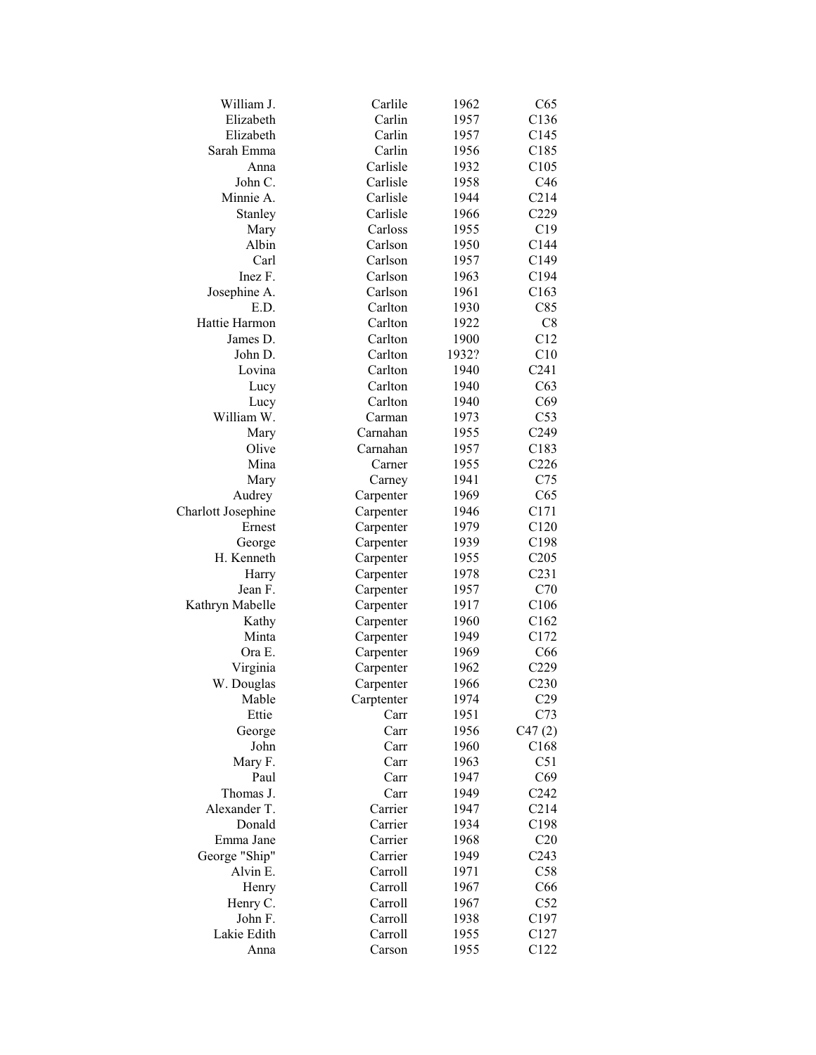| | | | |
|---|---|---|---|
| William J. | Carlile | 1962 | C65 |
| Elizabeth | Carlin | 1957 | C136 |
| Elizabeth | Carlin | 1957 | C145 |
| Sarah Emma | Carlin | 1956 | C185 |
| Anna | Carlisle | 1932 | C105 |
| John C. | Carlisle | 1958 | C46 |
| Minnie A. | Carlisle | 1944 | C214 |
| Stanley | Carlisle | 1966 | C229 |
| Mary | Carloss | 1955 | C19 |
| Albin | Carlson | 1950 | C144 |
| Carl | Carlson | 1957 | C149 |
| Inez F. | Carlson | 1963 | C194 |
| Josephine A. | Carlson | 1961 | C163 |
| E.D. | Carlton | 1930 | C85 |
| Hattie Harmon | Carlton | 1922 | C8 |
| James D. | Carlton | 1900 | C12 |
| John D. | Carlton | 1932? | C10 |
| Lovina | Carlton | 1940 | C241 |
| Lucy | Carlton | 1940 | C63 |
| Lucy | Carlton | 1940 | C69 |
| William W. | Carman | 1973 | C53 |
| Mary | Carnahan | 1955 | C249 |
| Olive | Carnahan | 1957 | C183 |
| Mina | Carner | 1955 | C226 |
| Mary | Carney | 1941 | C75 |
| Audrey | Carpenter | 1969 | C65 |
| Charlott Josephine | Carpenter | 1946 | C171 |
| Ernest | Carpenter | 1979 | C120 |
| George | Carpenter | 1939 | C198 |
| H. Kenneth | Carpenter | 1955 | C205 |
| Harry | Carpenter | 1978 | C231 |
| Jean F. | Carpenter | 1957 | C70 |
| Kathryn Mabelle | Carpenter | 1917 | C106 |
| Kathy | Carpenter | 1960 | C162 |
| Minta | Carpenter | 1949 | C172 |
| Ora E. | Carpenter | 1969 | C66 |
| Virginia | Carpenter | 1962 | C229 |
| W. Douglas | Carpenter | 1966 | C230 |
| Mable | Carptenter | 1974 | C29 |
| Ettie | Carr | 1951 | C73 |
| George | Carr | 1956 | C47 (2) |
| John | Carr | 1960 | C168 |
| Mary F. | Carr | 1963 | C51 |
| Paul | Carr | 1947 | C69 |
| Thomas J. | Carr | 1949 | C242 |
| Alexander T. | Carrier | 1947 | C214 |
| Donald | Carrier | 1934 | C198 |
| Emma Jane | Carrier | 1968 | C20 |
| George "Ship" | Carrier | 1949 | C243 |
| Alvin E. | Carroll | 1971 | C58 |
| Henry | Carroll | 1967 | C66 |
| Henry C. | Carroll | 1967 | C52 |
| John F. | Carroll | 1938 | C197 |
| Lakie Edith | Carroll | 1955 | C127 |
| Anna | Carson | 1955 | C122 |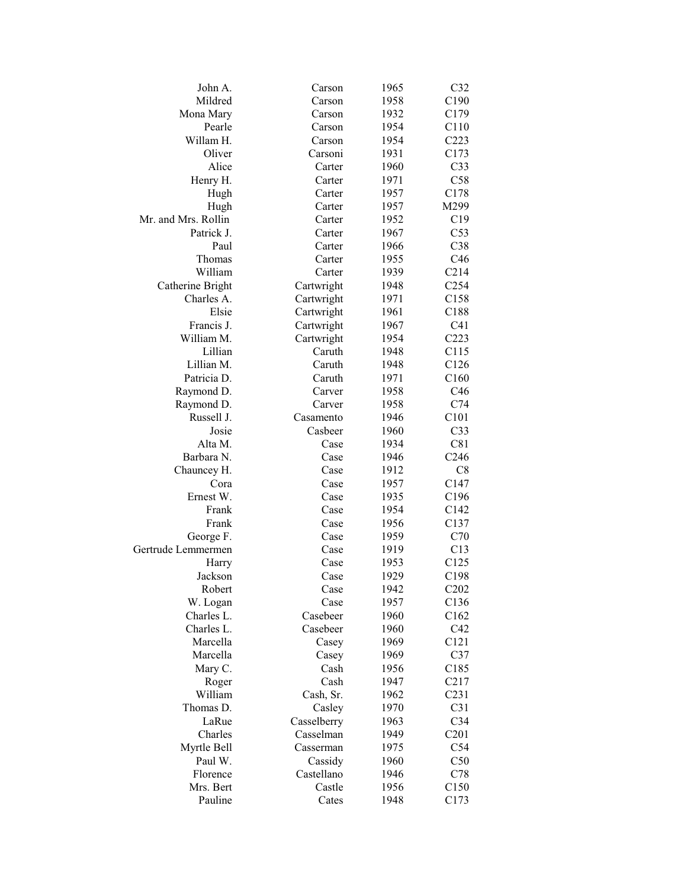| | | | |
|---|---|---|---|
| John A. | Carson | 1965 | C32 |
| Mildred | Carson | 1958 | C190 |
| Mona Mary | Carson | 1932 | C179 |
| Pearle | Carson | 1954 | C110 |
| Willam H. | Carson | 1954 | C223 |
| Oliver | Carsoni | 1931 | C173 |
| Alice | Carter | 1960 | C33 |
| Henry H. | Carter | 1971 | C58 |
| Hugh | Carter | 1957 | C178 |
| Hugh | Carter | 1957 | M299 |
| Mr. and Mrs. Rollin | Carter | 1952 | C19 |
| Patrick J. | Carter | 1967 | C53 |
| Paul | Carter | 1966 | C38 |
| Thomas | Carter | 1955 | C46 |
| William | Carter | 1939 | C214 |
| Catherine Bright | Cartwright | 1948 | C254 |
| Charles A. | Cartwright | 1971 | C158 |
| Elsie | Cartwright | 1961 | C188 |
| Francis J. | Cartwright | 1967 | C41 |
| William M. | Cartwright | 1954 | C223 |
| Lillian | Caruth | 1948 | C115 |
| Lillian M. | Caruth | 1948 | C126 |
| Patricia D. | Caruth | 1971 | C160 |
| Raymond D. | Carver | 1958 | C46 |
| Raymond D. | Carver | 1958 | C74 |
| Russell J. | Casamento | 1946 | C101 |
| Josie | Casbeer | 1960 | C33 |
| Alta M. | Case | 1934 | C81 |
| Barbara N. | Case | 1946 | C246 |
| Chauncey H. | Case | 1912 | C8 |
| Cora | Case | 1957 | C147 |
| Ernest W. | Case | 1935 | C196 |
| Frank | Case | 1954 | C142 |
| Frank | Case | 1956 | C137 |
| George F. | Case | 1959 | C70 |
| Gertrude Lemmermen | Case | 1919 | C13 |
| Harry | Case | 1953 | C125 |
| Jackson | Case | 1929 | C198 |
| Robert | Case | 1942 | C202 |
| W. Logan | Case | 1957 | C136 |
| Charles L. | Casebeer | 1960 | C162 |
| Charles L. | Casebeer | 1960 | C42 |
| Marcella | Casey | 1969 | C121 |
| Marcella | Casey | 1969 | C37 |
| Mary C. | Cash | 1956 | C185 |
| Roger | Cash | 1947 | C217 |
| William | Cash, Sr. | 1962 | C231 |
| Thomas D. | Casley | 1970 | C31 |
| LaRue | Casselberry | 1963 | C34 |
| Charles | Casselman | 1949 | C201 |
| Myrtle Bell | Casserman | 1975 | C54 |
| Paul W. | Cassidy | 1960 | C50 |
| Florence | Castellano | 1946 | C78 |
| Mrs. Bert | Castle | 1956 | C150 |
| Pauline | Cates | 1948 | C173 |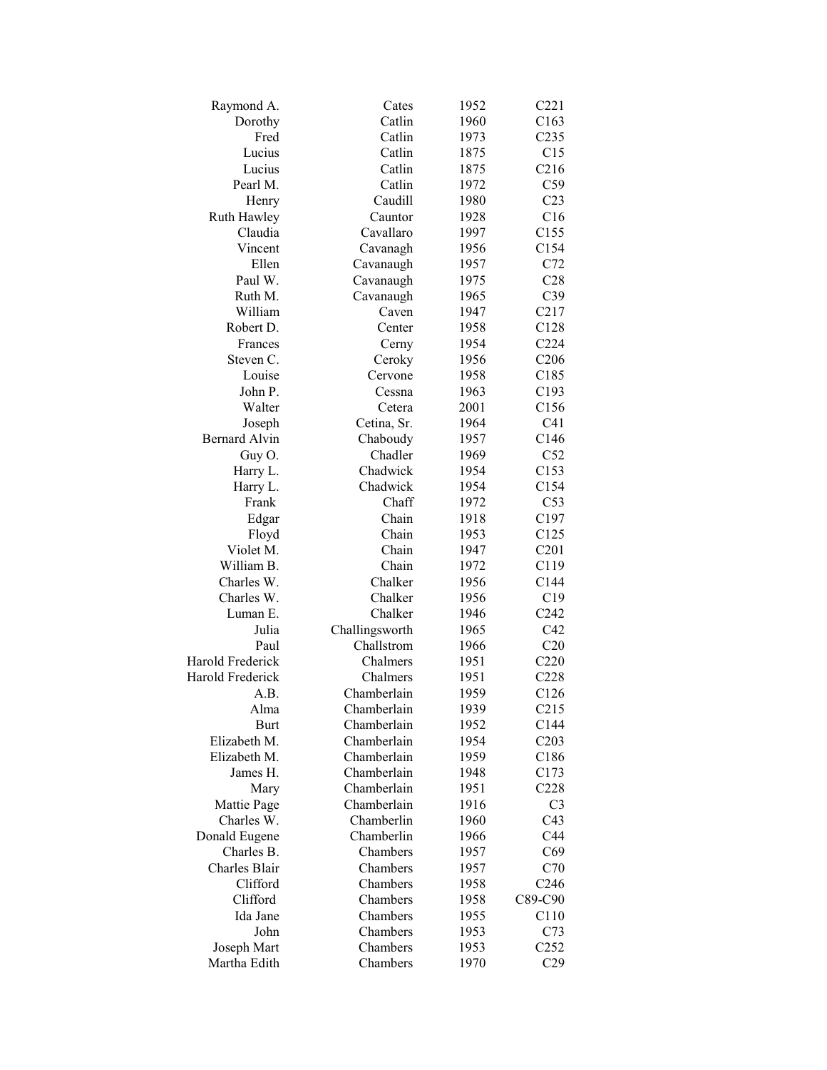| | | | |
|---|---|---|---|
| Raymond A. | Cates | 1952 | C221 |
| Dorothy | Catlin | 1960 | C163 |
| Fred | Catlin | 1973 | C235 |
| Lucius | Catlin | 1875 | C15 |
| Lucius | Catlin | 1875 | C216 |
| Pearl M. | Catlin | 1972 | C59 |
| Henry | Caudill | 1980 | C23 |
| Ruth Hawley | Cauntor | 1928 | C16 |
| Claudia | Cavallaro | 1997 | C155 |
| Vincent | Cavanagh | 1956 | C154 |
| Ellen | Cavanaugh | 1957 | C72 |
| Paul W. | Cavanaugh | 1975 | C28 |
| Ruth M. | Cavanaugh | 1965 | C39 |
| William | Caven | 1947 | C217 |
| Robert D. | Center | 1958 | C128 |
| Frances | Cerny | 1954 | C224 |
| Steven C. | Ceroky | 1956 | C206 |
| Louise | Cervone | 1958 | C185 |
| John P. | Cessna | 1963 | C193 |
| Walter | Cetera | 2001 | C156 |
| Joseph | Cetina, Sr. | 1964 | C41 |
| Bernard Alvin | Chaboudy | 1957 | C146 |
| Guy O. | Chadler | 1969 | C52 |
| Harry L. | Chadwick | 1954 | C153 |
| Harry L. | Chadwick | 1954 | C154 |
| Frank | Chaff | 1972 | C53 |
| Edgar | Chain | 1918 | C197 |
| Floyd | Chain | 1953 | C125 |
| Violet M. | Chain | 1947 | C201 |
| William B. | Chain | 1972 | C119 |
| Charles W. | Chalker | 1956 | C144 |
| Charles W. | Chalker | 1956 | C19 |
| Luman E. | Chalker | 1946 | C242 |
| Julia | Challingsworth | 1965 | C42 |
| Paul | Challstrom | 1966 | C20 |
| Harold Frederick | Chalmers | 1951 | C220 |
| Harold Frederick | Chalmers | 1951 | C228 |
| A.B. | Chamberlain | 1959 | C126 |
| Alma | Chamberlain | 1939 | C215 |
| Burt | Chamberlain | 1952 | C144 |
| Elizabeth M. | Chamberlain | 1954 | C203 |
| Elizabeth M. | Chamberlain | 1959 | C186 |
| James H. | Chamberlain | 1948 | C173 |
| Mary | Chamberlain | 1951 | C228 |
| Mattie Page | Chamberlain | 1916 | C3 |
| Charles W. | Chamberlin | 1960 | C43 |
| Donald Eugene | Chamberlin | 1966 | C44 |
| Charles B. | Chambers | 1957 | C69 |
| Charles Blair | Chambers | 1957 | C70 |
| Clifford | Chambers | 1958 | C246 |
| Clifford | Chambers | 1958 | C89-C90 |
| Ida Jane | Chambers | 1955 | C110 |
| John | Chambers | 1953 | C73 |
| Joseph Mart | Chambers | 1953 | C252 |
| Martha Edith | Chambers | 1970 | C29 |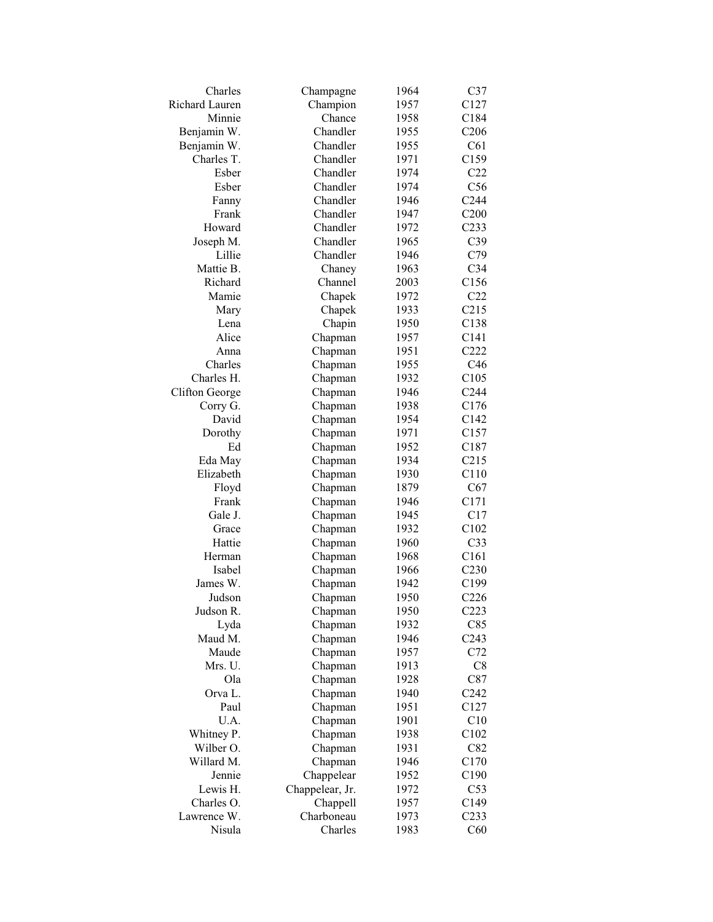| | | | |
|---|---|---|---|
| Charles | Champagne | 1964 | C37 |
| Richard Lauren | Champion | 1957 | C127 |
| Minnie | Chance | 1958 | C184 |
| Benjamin W. | Chandler | 1955 | C206 |
| Benjamin W. | Chandler | 1955 | C61 |
| Charles T. | Chandler | 1971 | C159 |
| Esber | Chandler | 1974 | C22 |
| Esber | Chandler | 1974 | C56 |
| Fanny | Chandler | 1946 | C244 |
| Frank | Chandler | 1947 | C200 |
| Howard | Chandler | 1972 | C233 |
| Joseph M. | Chandler | 1965 | C39 |
| Lillie | Chandler | 1946 | C79 |
| Mattie B. | Chaney | 1963 | C34 |
| Richard | Channel | 2003 | C156 |
| Mamie | Chapek | 1972 | C22 |
| Mary | Chapek | 1933 | C215 |
| Lena | Chapin | 1950 | C138 |
| Alice | Chapman | 1957 | C141 |
| Anna | Chapman | 1951 | C222 |
| Charles | Chapman | 1955 | C46 |
| Charles H. | Chapman | 1932 | C105 |
| Clifton George | Chapman | 1946 | C244 |
| Corry G. | Chapman | 1938 | C176 |
| David | Chapman | 1954 | C142 |
| Dorothy | Chapman | 1971 | C157 |
| Ed | Chapman | 1952 | C187 |
| Eda May | Chapman | 1934 | C215 |
| Elizabeth | Chapman | 1930 | C110 |
| Floyd | Chapman | 1879 | C67 |
| Frank | Chapman | 1946 | C171 |
| Gale J. | Chapman | 1945 | C17 |
| Grace | Chapman | 1932 | C102 |
| Hattie | Chapman | 1960 | C33 |
| Herman | Chapman | 1968 | C161 |
| Isabel | Chapman | 1966 | C230 |
| James W. | Chapman | 1942 | C199 |
| Judson | Chapman | 1950 | C226 |
| Judson R. | Chapman | 1950 | C223 |
| Lyda | Chapman | 1932 | C85 |
| Maud M. | Chapman | 1946 | C243 |
| Maude | Chapman | 1957 | C72 |
| Mrs. U. | Chapman | 1913 | C8 |
| Ola | Chapman | 1928 | C87 |
| Orva L. | Chapman | 1940 | C242 |
| Paul | Chapman | 1951 | C127 |
| U.A. | Chapman | 1901 | C10 |
| Whitney P. | Chapman | 1938 | C102 |
| Wilber O. | Chapman | 1931 | C82 |
| Willard M. | Chapman | 1946 | C170 |
| Jennie | Chappelear | 1952 | C190 |
| Lewis H. | Chappelear, Jr. | 1972 | C53 |
| Charles O. | Chappell | 1957 | C149 |
| Lawrence W. | Charboneau | 1973 | C233 |
| Nisula | Charles | 1983 | C60 |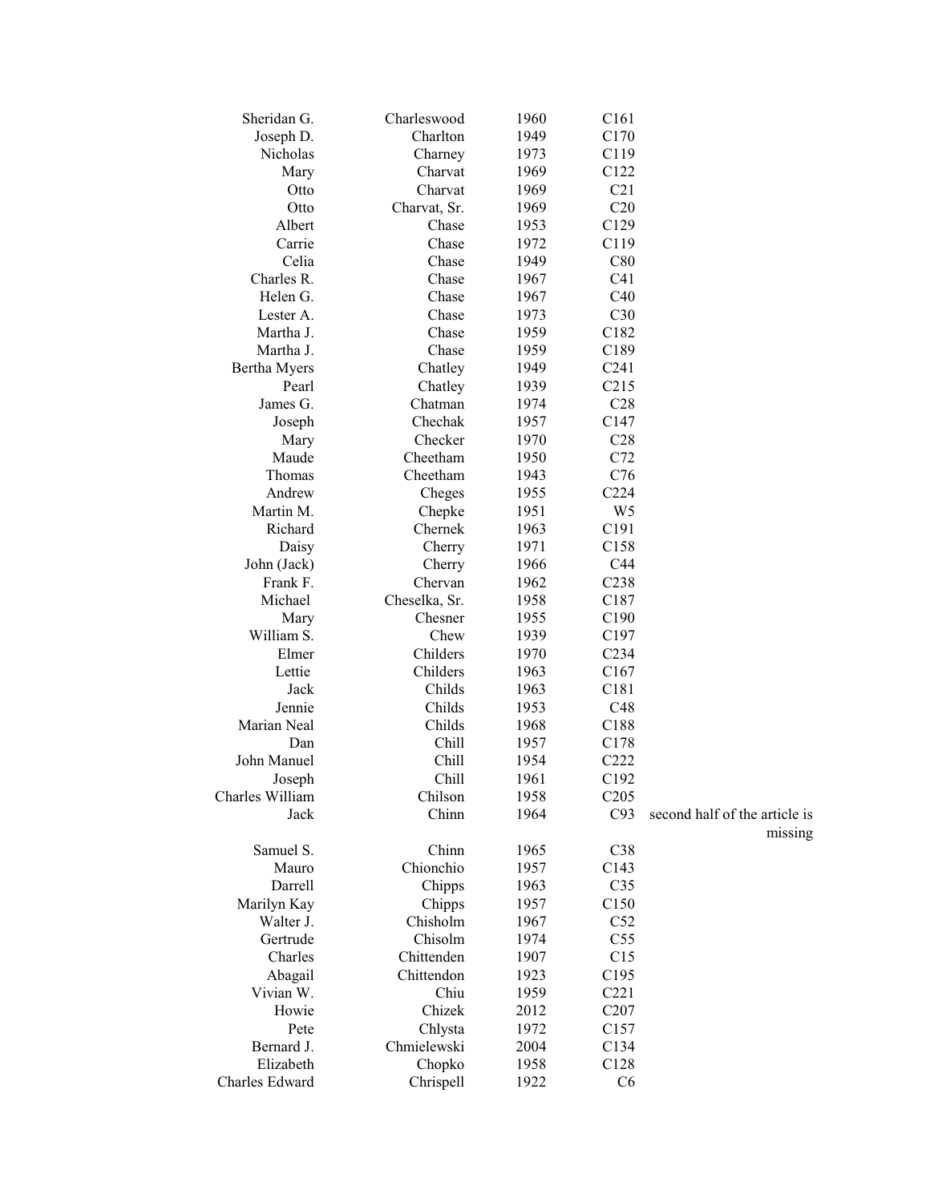| | | | | |
|---|---|---|---|---|
| Sheridan G. | Charleswood | 1960 | C161 | |
| Joseph D. | Charlton | 1949 | C170 | |
| Nicholas | Charney | 1973 | C119 | |
| Mary | Charvat | 1969 | C122 | |
| Otto | Charvat | 1969 | C21 | |
| Otto | Charvat, Sr. | 1969 | C20 | |
| Albert | Chase | 1953 | C129 | |
| Carrie | Chase | 1972 | C119 | |
| Celia | Chase | 1949 | C80 | |
| Charles R. | Chase | 1967 | C41 | |
| Helen G. | Chase | 1967 | C40 | |
| Lester A. | Chase | 1973 | C30 | |
| Martha J. | Chase | 1959 | C182 | |
| Martha J. | Chase | 1959 | C189 | |
| Bertha Myers | Chatley | 1949 | C241 | |
| Pearl | Chatley | 1939 | C215 | |
| James G. | Chatman | 1974 | C28 | |
| Joseph | Chechak | 1957 | C147 | |
| Mary | Checker | 1970 | C28 | |
| Maude | Cheetham | 1950 | C72 | |
| Thomas | Cheetham | 1943 | C76 | |
| Andrew | Cheges | 1955 | C224 | |
| Martin M. | Chepke | 1951 | W5 | |
| Richard | Chernek | 1963 | C191 | |
| Daisy | Cherry | 1971 | C158 | |
| John (Jack) | Cherry | 1966 | C44 | |
| Frank F. | Chervan | 1962 | C238 | |
| Michael | Cheselka, Sr. | 1958 | C187 | |
| Mary | Chesner | 1955 | C190 | |
| William S. | Chew | 1939 | C197 | |
| Elmer | Childers | 1970 | C234 | |
| Lettie | Childers | 1963 | C167 | |
| Jack | Childs | 1963 | C181 | |
| Jennie | Childs | 1953 | C48 | |
| Marian Neal | Childs | 1968 | C188 | |
| Dan | Chill | 1957 | C178 | |
| John Manuel | Chill | 1954 | C222 | |
| Joseph | Chill | 1961 | C192 | |
| Charles William | Chilson | 1958 | C205 | |
| Jack | Chinn | 1964 | C93 | second half of the article is missing |
| Samuel S. | Chinn | 1965 | C38 | |
| Mauro | Chionchio | 1957 | C143 | |
| Darrell | Chipps | 1963 | C35 | |
| Marilyn Kay | Chipps | 1957 | C150 | |
| Walter J. | Chisholm | 1967 | C52 | |
| Gertrude | Chisolm | 1974 | C55 | |
| Charles | Chittenden | 1907 | C15 | |
| Abagail | Chittendon | 1923 | C195 | |
| Vivian W. | Chiu | 1959 | C221 | |
| Howie | Chizek | 2012 | C207 | |
| Pete | Chlysta | 1972 | C157 | |
| Bernard J. | Chmielewski | 2004 | C134 | |
| Elizabeth | Chopko | 1958 | C128 | |
| Charles Edward | Chrispell | 1922 | C6 | |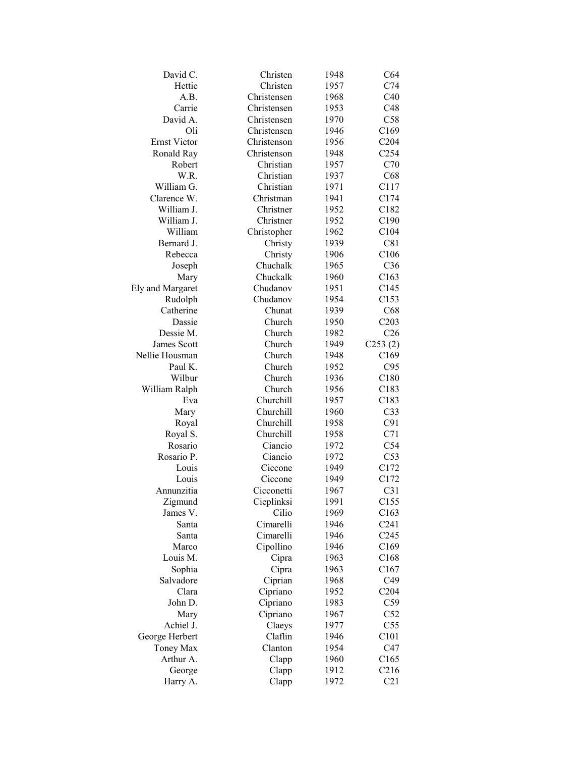| | | | |
|---|---|---|---|
| David C. | Christen | 1948 | C64 |
| Hettie | Christen | 1957 | C74 |
| A.B. | Christensen | 1968 | C40 |
| Carrie | Christensen | 1953 | C48 |
| David A. | Christensen | 1970 | C58 |
| Oli | Christensen | 1946 | C169 |
| Ernst Victor | Christenson | 1956 | C204 |
| Ronald Ray | Christenson | 1948 | C254 |
| Robert | Christian | 1957 | C70 |
| W.R. | Christian | 1937 | C68 |
| William G. | Christian | 1971 | C117 |
| Clarence W. | Christman | 1941 | C174 |
| William J. | Christner | 1952 | C182 |
| William J. | Christner | 1952 | C190 |
| William | Christopher | 1962 | C104 |
| Bernard J. | Christy | 1939 | C81 |
| Rebecca | Christy | 1906 | C106 |
| Joseph | Chuchalk | 1965 | C36 |
| Mary | Chuckalk | 1960 | C163 |
| Ely and Margaret | Chudanov | 1951 | C145 |
| Rudolph | Chudanov | 1954 | C153 |
| Catherine | Chunat | 1939 | C68 |
| Dassie | Church | 1950 | C203 |
| Dessie M. | Church | 1982 | C26 |
| James Scott | Church | 1949 | C253 (2) |
| Nellie Housman | Church | 1948 | C169 |
| Paul K. | Church | 1952 | C95 |
| Wilbur | Church | 1936 | C180 |
| William Ralph | Church | 1956 | C183 |
| Eva | Churchill | 1957 | C183 |
| Mary | Churchill | 1960 | C33 |
| Royal | Churchill | 1958 | C91 |
| Royal S. | Churchill | 1958 | C71 |
| Rosario | Ciancio | 1972 | C54 |
| Rosario P. | Ciancio | 1972 | C53 |
| Louis | Ciccone | 1949 | C172 |
| Louis | Ciccone | 1949 | C172 |
| Annunzitia | Cicconetti | 1967 | C31 |
| Zigmund | Cieplinksi | 1991 | C155 |
| James V. | Cilio | 1969 | C163 |
| Santa | Cimarelli | 1946 | C241 |
| Santa | Cimarelli | 1946 | C245 |
| Marco | Cipollino | 1946 | C169 |
| Louis M. | Cipra | 1963 | C168 |
| Sophia | Cipra | 1963 | C167 |
| Salvadore | Ciprian | 1968 | C49 |
| Clara | Cipriano | 1952 | C204 |
| John D. | Cipriano | 1983 | C59 |
| Mary | Cipriano | 1967 | C52 |
| Achiel J. | Claeys | 1977 | C55 |
| George Herbert | Claflin | 1946 | C101 |
| Toney Max | Clanton | 1954 | C47 |
| Arthur A. | Clapp | 1960 | C165 |
| George | Clapp | 1912 | C216 |
| Harry A. | Clapp | 1972 | C21 |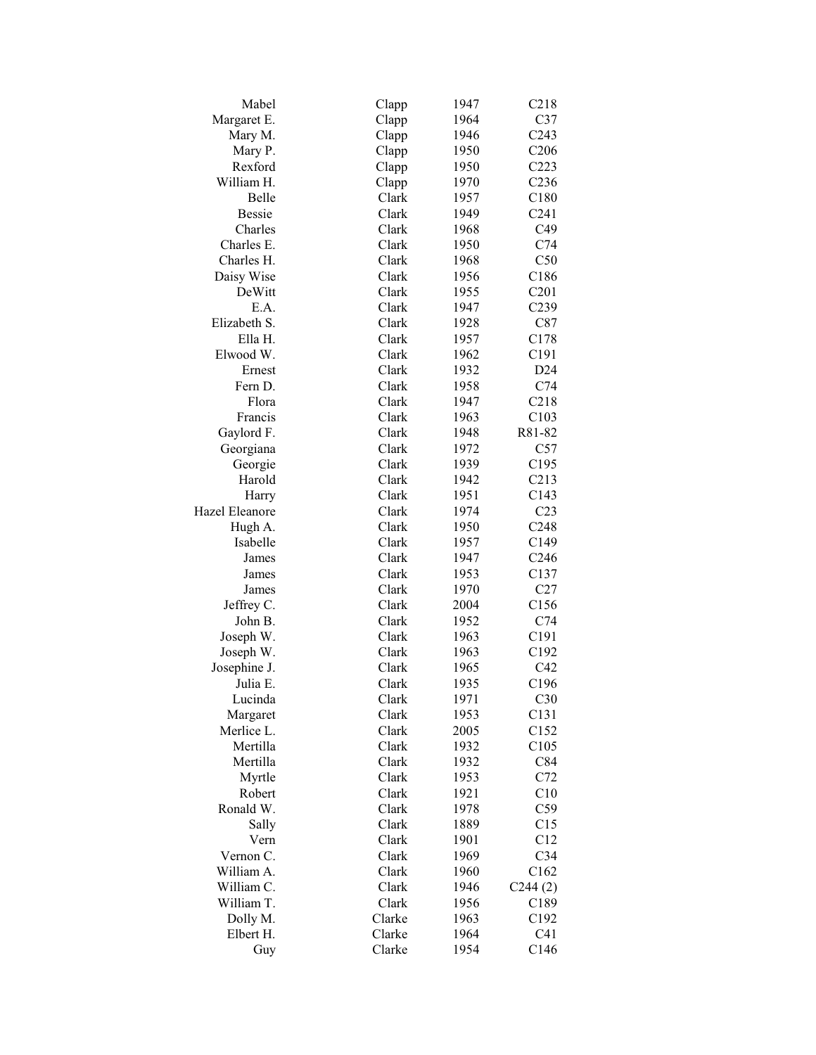| | | | |
|---|---|---|---|
| Mabel | Clapp | 1947 | C218 |
| Margaret E. | Clapp | 1964 | C37 |
| Mary M. | Clapp | 1946 | C243 |
| Mary P. | Clapp | 1950 | C206 |
| Rexford | Clapp | 1950 | C223 |
| William H. | Clapp | 1970 | C236 |
| Belle | Clark | 1957 | C180 |
| Bessie | Clark | 1949 | C241 |
| Charles | Clark | 1968 | C49 |
| Charles E. | Clark | 1950 | C74 |
| Charles H. | Clark | 1968 | C50 |
| Daisy Wise | Clark | 1956 | C186 |
| DeWitt | Clark | 1955 | C201 |
| E.A. | Clark | 1947 | C239 |
| Elizabeth S. | Clark | 1928 | C87 |
| Ella H. | Clark | 1957 | C178 |
| Elwood W. | Clark | 1962 | C191 |
| Ernest | Clark | 1932 | D24 |
| Fern D. | Clark | 1958 | C74 |
| Flora | Clark | 1947 | C218 |
| Francis | Clark | 1963 | C103 |
| Gaylord F. | Clark | 1948 | R81-82 |
| Georgiana | Clark | 1972 | C57 |
| Georgie | Clark | 1939 | C195 |
| Harold | Clark | 1942 | C213 |
| Harry | Clark | 1951 | C143 |
| Hazel Eleanore | Clark | 1974 | C23 |
| Hugh A. | Clark | 1950 | C248 |
| Isabelle | Clark | 1957 | C149 |
| James | Clark | 1947 | C246 |
| James | Clark | 1953 | C137 |
| James | Clark | 1970 | C27 |
| Jeffrey C. | Clark | 2004 | C156 |
| John B. | Clark | 1952 | C74 |
| Joseph W. | Clark | 1963 | C191 |
| Joseph W. | Clark | 1963 | C192 |
| Josephine J. | Clark | 1965 | C42 |
| Julia E. | Clark | 1935 | C196 |
| Lucinda | Clark | 1971 | C30 |
| Margaret | Clark | 1953 | C131 |
| Merlice L. | Clark | 2005 | C152 |
| Mertilla | Clark | 1932 | C105 |
| Mertilla | Clark | 1932 | C84 |
| Myrtle | Clark | 1953 | C72 |
| Robert | Clark | 1921 | C10 |
| Ronald W. | Clark | 1978 | C59 |
| Sally | Clark | 1889 | C15 |
| Vern | Clark | 1901 | C12 |
| Vernon C. | Clark | 1969 | C34 |
| William A. | Clark | 1960 | C162 |
| William C. | Clark | 1946 | C244 (2) |
| William T. | Clark | 1956 | C189 |
| Dolly M. | Clarke | 1963 | C192 |
| Elbert H. | Clarke | 1964 | C41 |
| Guy | Clarke | 1954 | C146 |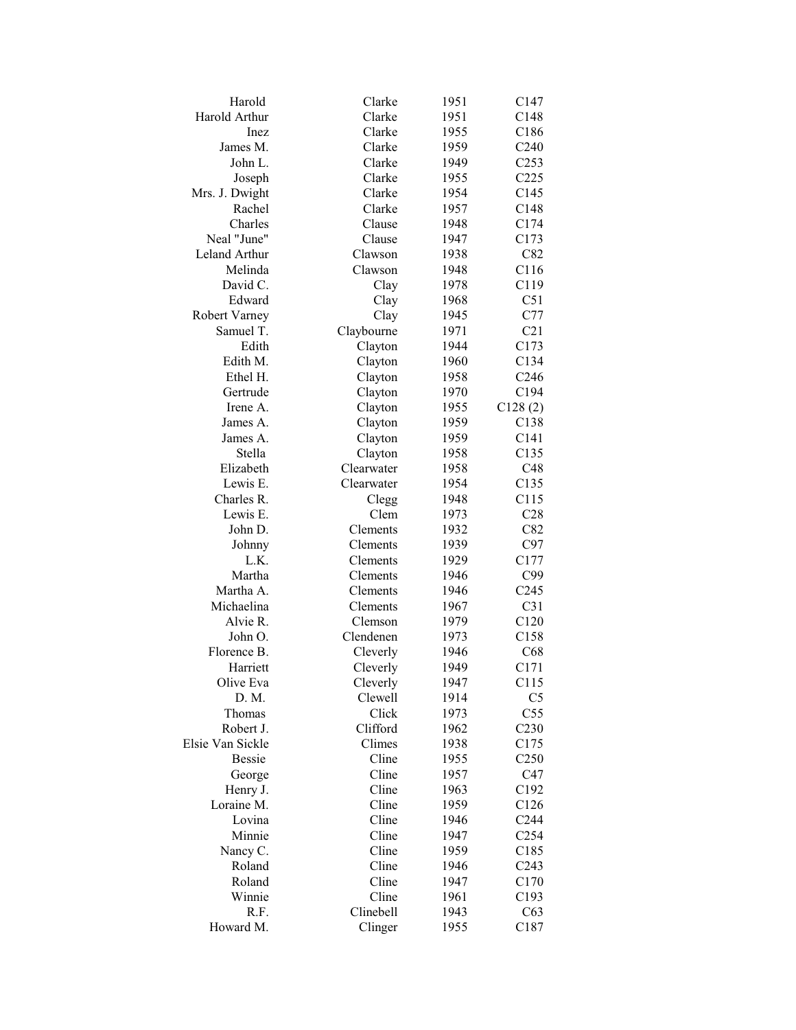| | | | |
|---|---|---|---|
| Harold | Clarke | 1951 | C147 |
| Harold Arthur | Clarke | 1951 | C148 |
| Inez | Clarke | 1955 | C186 |
| James M. | Clarke | 1959 | C240 |
| John L. | Clarke | 1949 | C253 |
| Joseph | Clarke | 1955 | C225 |
| Mrs. J. Dwight | Clarke | 1954 | C145 |
| Rachel | Clarke | 1957 | C148 |
| Charles | Clause | 1948 | C174 |
| Neal "June" | Clause | 1947 | C173 |
| Leland Arthur | Clawson | 1938 | C82 |
| Melinda | Clawson | 1948 | C116 |
| David C. | Clay | 1978 | C119 |
| Edward | Clay | 1968 | C51 |
| Robert Varney | Clay | 1945 | C77 |
| Samuel T. | Claybourne | 1971 | C21 |
| Edith | Clayton | 1944 | C173 |
| Edith M. | Clayton | 1960 | C134 |
| Ethel H. | Clayton | 1958 | C246 |
| Gertrude | Clayton | 1970 | C194 |
| Irene A. | Clayton | 1955 | C128 (2) |
| James A. | Clayton | 1959 | C138 |
| James A. | Clayton | 1959 | C141 |
| Stella | Clayton | 1958 | C135 |
| Elizabeth | Clearwater | 1958 | C48 |
| Lewis E. | Clearwater | 1954 | C135 |
| Charles R. | Clegg | 1948 | C115 |
| Lewis E. | Clem | 1973 | C28 |
| John D. | Clements | 1932 | C82 |
| Johnny | Clements | 1939 | C97 |
| L.K. | Clements | 1929 | C177 |
| Martha | Clements | 1946 | C99 |
| Martha A. | Clements | 1946 | C245 |
| Michaelina | Clements | 1967 | C31 |
| Alvie R. | Clemson | 1979 | C120 |
| John O. | Clendenen | 1973 | C158 |
| Florence B. | Cleverly | 1946 | C68 |
| Harriett | Cleverly | 1949 | C171 |
| Olive Eva | Cleverly | 1947 | C115 |
| D. M. | Clewell | 1914 | C5 |
| Thomas | Click | 1973 | C55 |
| Robert J. | Clifford | 1962 | C230 |
| Elsie Van Sickle | Climes | 1938 | C175 |
| Bessie | Cline | 1955 | C250 |
| George | Cline | 1957 | C47 |
| Henry J. | Cline | 1963 | C192 |
| Loraine M. | Cline | 1959 | C126 |
| Lovina | Cline | 1946 | C244 |
| Minnie | Cline | 1947 | C254 |
| Nancy C. | Cline | 1959 | C185 |
| Roland | Cline | 1946 | C243 |
| Roland | Cline | 1947 | C170 |
| Winnie | Cline | 1961 | C193 |
| R.F. | Clinebell | 1943 | C63 |
| Howard M. | Clinger | 1955 | C187 |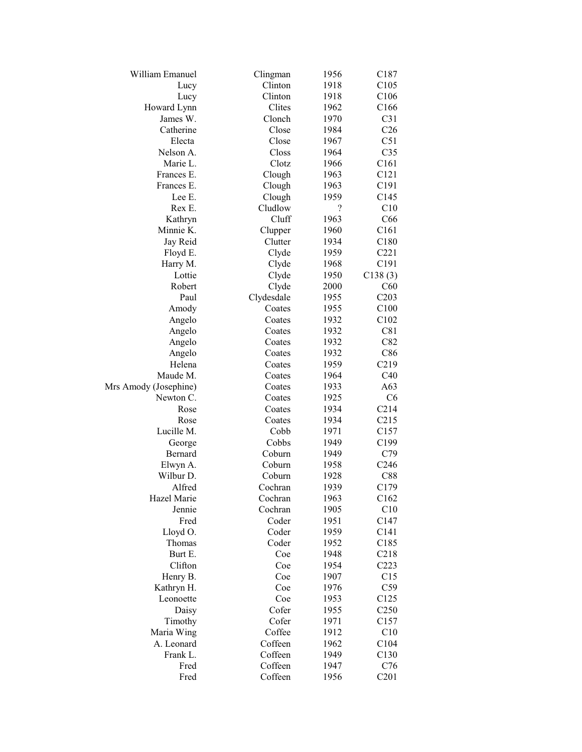| | | | |
|---|---|---|---|
| William Emanuel | Clingman | 1956 | C187 |
| Lucy | Clinton | 1918 | C105 |
| Lucy | Clinton | 1918 | C106 |
| Howard Lynn | Clites | 1962 | C166 |
| James W. | Clonch | 1970 | C31 |
| Catherine | Close | 1984 | C26 |
| Electa | Close | 1967 | C51 |
| Nelson A. | Closs | 1964 | C35 |
| Marie L. | Clotz | 1966 | C161 |
| Frances E. | Clough | 1963 | C121 |
| Frances E. | Clough | 1963 | C191 |
| Lee E. | Clough | 1959 | C145 |
| Rex E. | Cludlow | ? | C10 |
| Kathryn | Cluff | 1963 | C66 |
| Minnie K. | Clupper | 1960 | C161 |
| Jay Reid | Clutter | 1934 | C180 |
| Floyd E. | Clyde | 1959 | C221 |
| Harry M. | Clyde | 1968 | C191 |
| Lottie | Clyde | 1950 | C138 (3) |
| Robert | Clyde | 2000 | C60 |
| Paul | Clydesdale | 1955 | C203 |
| Amody | Coates | 1955 | C100 |
| Angelo | Coates | 1932 | C102 |
| Angelo | Coates | 1932 | C81 |
| Angelo | Coates | 1932 | C82 |
| Angelo | Coates | 1932 | C86 |
| Helena | Coates | 1959 | C219 |
| Maude M. | Coates | 1964 | C40 |
| Mrs Amody (Josephine) | Coates | 1933 | A63 |
| Newton C. | Coates | 1925 | C6 |
| Rose | Coates | 1934 | C214 |
| Rose | Coates | 1934 | C215 |
| Lucille M. | Cobb | 1971 | C157 |
| George | Cobbs | 1949 | C199 |
| Bernard | Coburn | 1949 | C79 |
| Elwyn A. | Coburn | 1958 | C246 |
| Wilbur D. | Coburn | 1928 | C88 |
| Alfred | Cochran | 1939 | C179 |
| Hazel Marie | Cochran | 1963 | C162 |
| Jennie | Cochran | 1905 | C10 |
| Fred | Coder | 1951 | C147 |
| Lloyd O. | Coder | 1959 | C141 |
| Thomas | Coder | 1952 | C185 |
| Burt E. | Coe | 1948 | C218 |
| Clifton | Coe | 1954 | C223 |
| Henry B. | Coe | 1907 | C15 |
| Kathryn H. | Coe | 1976 | C59 |
| Leonoette | Coe | 1953 | C125 |
| Daisy | Cofer | 1955 | C250 |
| Timothy | Cofer | 1971 | C157 |
| Maria Wing | Coffee | 1912 | C10 |
| A. Leonard | Coffeen | 1962 | C104 |
| Frank L. | Coffeen | 1949 | C130 |
| Fred | Coffeen | 1947 | C76 |
| Fred | Coffeen | 1956 | C201 |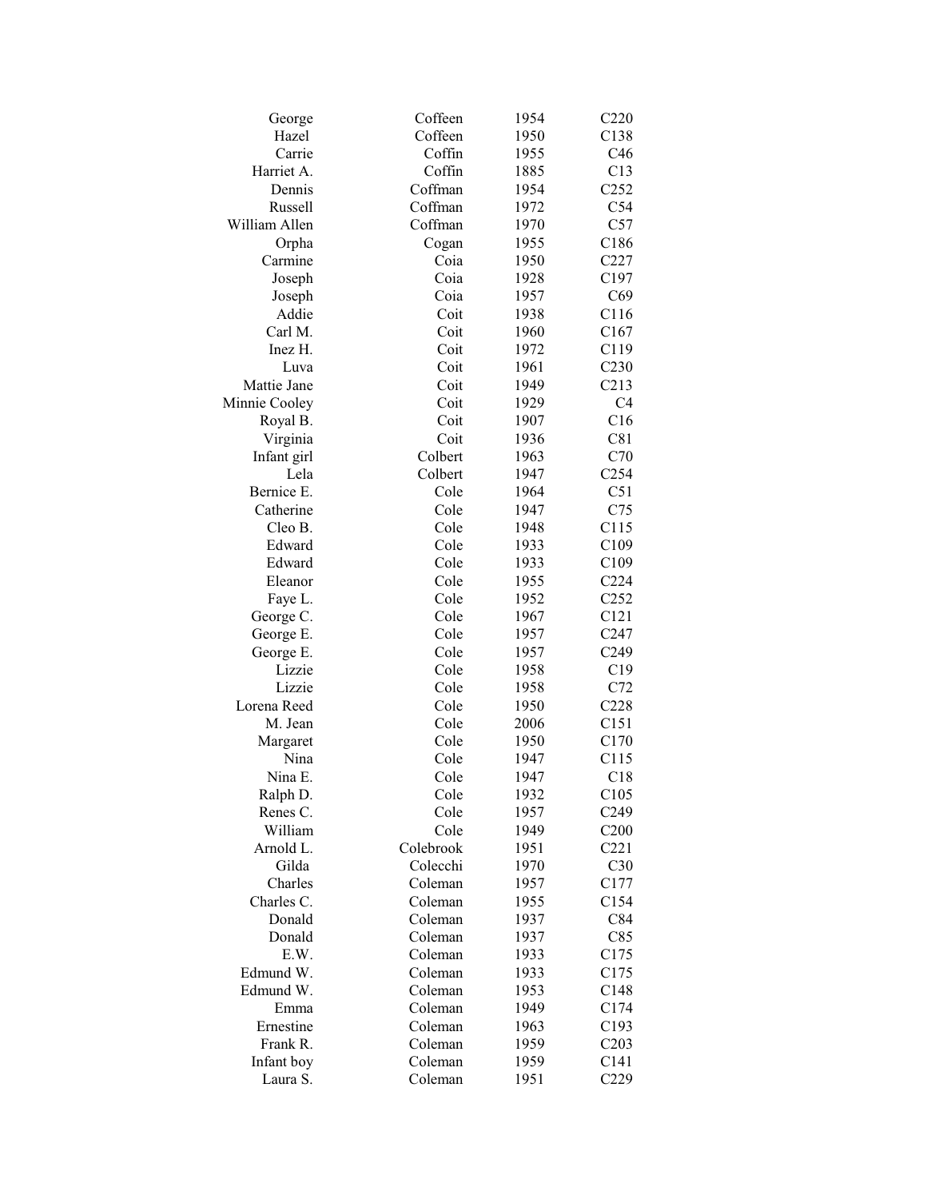| | | | |
|---|---|---|---|
| George | Coffeen | 1954 | C220 |
| Hazel | Coffeen | 1950 | C138 |
| Carrie | Coffin | 1955 | C46 |
| Harriet A. | Coffin | 1885 | C13 |
| Dennis | Coffman | 1954 | C252 |
| Russell | Coffman | 1972 | C54 |
| William Allen | Coffman | 1970 | C57 |
| Orpha | Cogan | 1955 | C186 |
| Carmine | Coia | 1950 | C227 |
| Joseph | Coia | 1928 | C197 |
| Joseph | Coia | 1957 | C69 |
| Addie | Coit | 1938 | C116 |
| Carl M. | Coit | 1960 | C167 |
| Inez H. | Coit | 1972 | C119 |
| Luva | Coit | 1961 | C230 |
| Mattie Jane | Coit | 1949 | C213 |
| Minnie Cooley | Coit | 1929 | C4 |
| Royal B. | Coit | 1907 | C16 |
| Virginia | Coit | 1936 | C81 |
| Infant girl | Colbert | 1963 | C70 |
| Lela | Colbert | 1947 | C254 |
| Bernice E. | Cole | 1964 | C51 |
| Catherine | Cole | 1947 | C75 |
| Cleo B. | Cole | 1948 | C115 |
| Edward | Cole | 1933 | C109 |
| Edward | Cole | 1933 | C109 |
| Eleanor | Cole | 1955 | C224 |
| Faye L. | Cole | 1952 | C252 |
| George C. | Cole | 1967 | C121 |
| George E. | Cole | 1957 | C247 |
| George E. | Cole | 1957 | C249 |
| Lizzie | Cole | 1958 | C19 |
| Lizzie | Cole | 1958 | C72 |
| Lorena Reed | Cole | 1950 | C228 |
| M. Jean | Cole | 2006 | C151 |
| Margaret | Cole | 1950 | C170 |
| Nina | Cole | 1947 | C115 |
| Nina E. | Cole | 1947 | C18 |
| Ralph D. | Cole | 1932 | C105 |
| Renes C. | Cole | 1957 | C249 |
| William | Cole | 1949 | C200 |
| Arnold L. | Colebrook | 1951 | C221 |
| Gilda | Colecchi | 1970 | C30 |
| Charles | Coleman | 1957 | C177 |
| Charles C. | Coleman | 1955 | C154 |
| Donald | Coleman | 1937 | C84 |
| Donald | Coleman | 1937 | C85 |
| E.W. | Coleman | 1933 | C175 |
| Edmund W. | Coleman | 1933 | C175 |
| Edmund W. | Coleman | 1953 | C148 |
| Emma | Coleman | 1949 | C174 |
| Ernestine | Coleman | 1963 | C193 |
| Frank R. | Coleman | 1959 | C203 |
| Infant boy | Coleman | 1959 | C141 |
| Laura S. | Coleman | 1951 | C229 |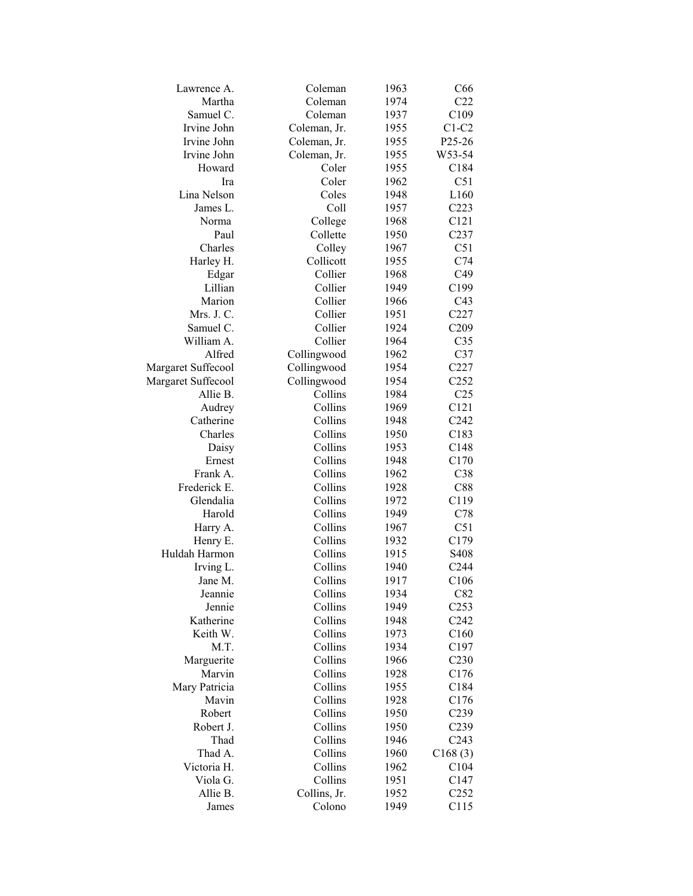| | | | |
|---|---|---|---|
| Lawrence A. | Coleman | 1963 | C66 |
| Martha | Coleman | 1974 | C22 |
| Samuel C. | Coleman | 1937 | C109 |
| Irvine John | Coleman, Jr. | 1955 | C1-C2 |
| Irvine John | Coleman, Jr. | 1955 | P25-26 |
| Irvine John | Coleman, Jr. | 1955 | W53-54 |
| Howard | Coler | 1955 | C184 |
| Ira | Coler | 1962 | C51 |
| Lina Nelson | Coles | 1948 | L160 |
| James L. | Coll | 1957 | C223 |
| Norma | College | 1968 | C121 |
| Paul | Collette | 1950 | C237 |
| Charles | Colley | 1967 | C51 |
| Harley H. | Collicott | 1955 | C74 |
| Edgar | Collier | 1968 | C49 |
| Lillian | Collier | 1949 | C199 |
| Marion | Collier | 1966 | C43 |
| Mrs. J. C. | Collier | 1951 | C227 |
| Samuel C. | Collier | 1924 | C209 |
| William A. | Collier | 1964 | C35 |
| Alfred | Collingwood | 1962 | C37 |
| Margaret Suffecool | Collingwood | 1954 | C227 |
| Margaret Suffecool | Collingwood | 1954 | C252 |
| Allie B. | Collins | 1984 | C25 |
| Audrey | Collins | 1969 | C121 |
| Catherine | Collins | 1948 | C242 |
| Charles | Collins | 1950 | C183 |
| Daisy | Collins | 1953 | C148 |
| Ernest | Collins | 1948 | C170 |
| Frank A. | Collins | 1962 | C38 |
| Frederick E. | Collins | 1928 | C88 |
| Glendalia | Collins | 1972 | C119 |
| Harold | Collins | 1949 | C78 |
| Harry A. | Collins | 1967 | C51 |
| Henry E. | Collins | 1932 | C179 |
| Huldah Harmon | Collins | 1915 | S408 |
| Irving L. | Collins | 1940 | C244 |
| Jane M. | Collins | 1917 | C106 |
| Jeannie | Collins | 1934 | C82 |
| Jennie | Collins | 1949 | C253 |
| Katherine | Collins | 1948 | C242 |
| Keith W. | Collins | 1973 | C160 |
| M.T. | Collins | 1934 | C197 |
| Marguerite | Collins | 1966 | C230 |
| Marvin | Collins | 1928 | C176 |
| Mary Patricia | Collins | 1955 | C184 |
| Mavin | Collins | 1928 | C176 |
| Robert | Collins | 1950 | C239 |
| Robert J. | Collins | 1950 | C239 |
| Thad | Collins | 1946 | C243 |
| Thad A. | Collins | 1960 | C168 (3) |
| Victoria H. | Collins | 1962 | C104 |
| Viola G. | Collins | 1951 | C147 |
| Allie B. | Collins, Jr. | 1952 | C252 |
| James | Colono | 1949 | C115 |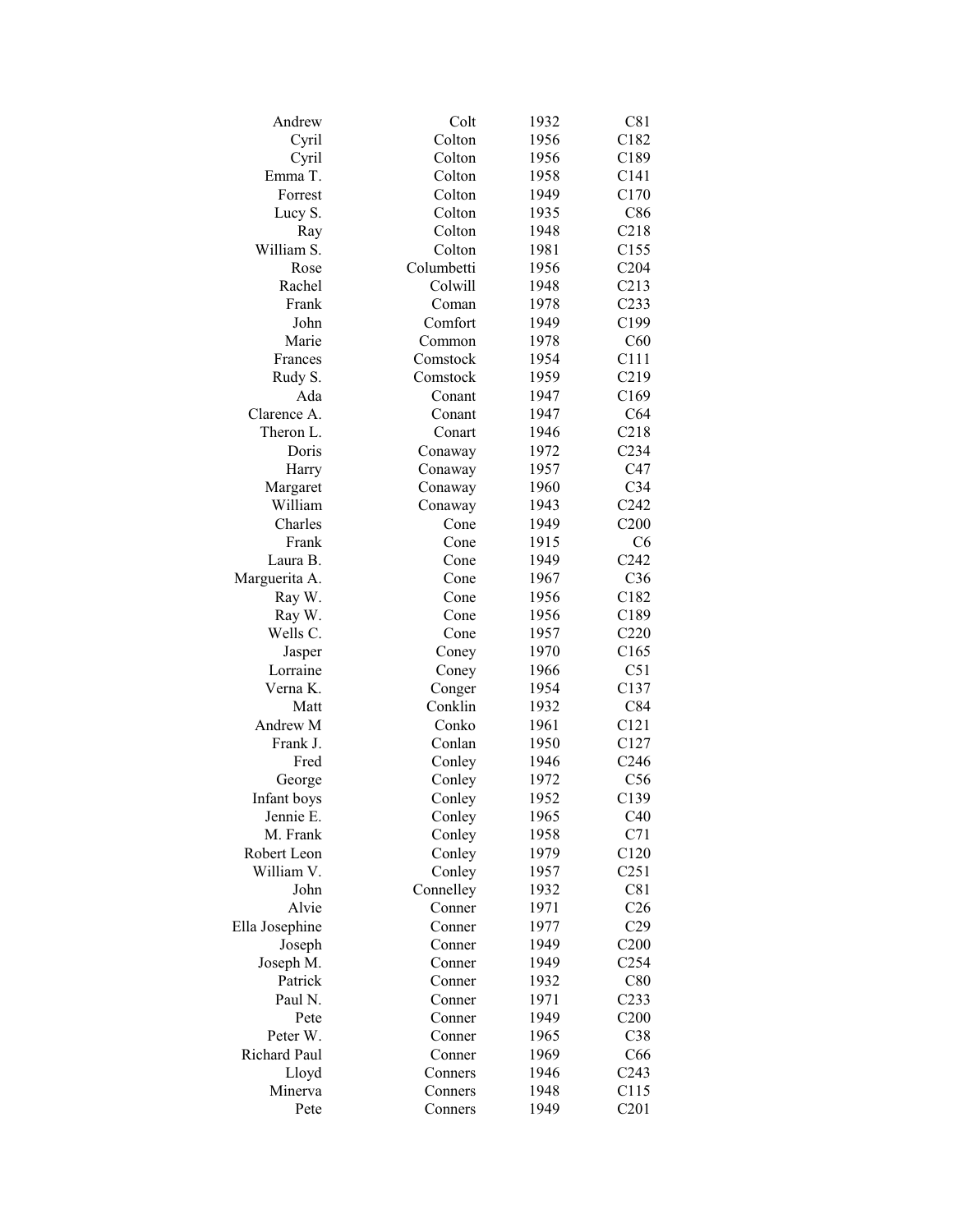| | | | |
|---|---|---|---|
| Andrew | Colt | 1932 | C81 |
| Cyril | Colton | 1956 | C182 |
| Cyril | Colton | 1956 | C189 |
| Emma T. | Colton | 1958 | C141 |
| Forrest | Colton | 1949 | C170 |
| Lucy S. | Colton | 1935 | C86 |
| Ray | Colton | 1948 | C218 |
| William S. | Colton | 1981 | C155 |
| Rose | Columbetti | 1956 | C204 |
| Rachel | Colwill | 1948 | C213 |
| Frank | Coman | 1978 | C233 |
| John | Comfort | 1949 | C199 |
| Marie | Common | 1978 | C60 |
| Frances | Comstock | 1954 | C111 |
| Rudy S. | Comstock | 1959 | C219 |
| Ada | Conant | 1947 | C169 |
| Clarence A. | Conant | 1947 | C64 |
| Theron L. | Conart | 1946 | C218 |
| Doris | Conaway | 1972 | C234 |
| Harry | Conaway | 1957 | C47 |
| Margaret | Conaway | 1960 | C34 |
| William | Conaway | 1943 | C242 |
| Charles | Cone | 1949 | C200 |
| Frank | Cone | 1915 | C6 |
| Laura B. | Cone | 1949 | C242 |
| Marguerita A. | Cone | 1967 | C36 |
| Ray W. | Cone | 1956 | C182 |
| Ray W. | Cone | 1956 | C189 |
| Wells C. | Cone | 1957 | C220 |
| Jasper | Coney | 1970 | C165 |
| Lorraine | Coney | 1966 | C51 |
| Verna K. | Conger | 1954 | C137 |
| Matt | Conklin | 1932 | C84 |
| Andrew M | Conko | 1961 | C121 |
| Frank J. | Conlan | 1950 | C127 |
| Fred | Conley | 1946 | C246 |
| George | Conley | 1972 | C56 |
| Infant boys | Conley | 1952 | C139 |
| Jennie E. | Conley | 1965 | C40 |
| M. Frank | Conley | 1958 | C71 |
| Robert Leon | Conley | 1979 | C120 |
| William V. | Conley | 1957 | C251 |
| John | Connelley | 1932 | C81 |
| Alvie | Conner | 1971 | C26 |
| Ella Josephine | Conner | 1977 | C29 |
| Joseph | Conner | 1949 | C200 |
| Joseph M. | Conner | 1949 | C254 |
| Patrick | Conner | 1932 | C80 |
| Paul N. | Conner | 1971 | C233 |
| Pete | Conner | 1949 | C200 |
| Peter W. | Conner | 1965 | C38 |
| Richard Paul | Conner | 1969 | C66 |
| Lloyd | Conners | 1946 | C243 |
| Minerva | Conners | 1948 | C115 |
| Pete | Conners | 1949 | C201 |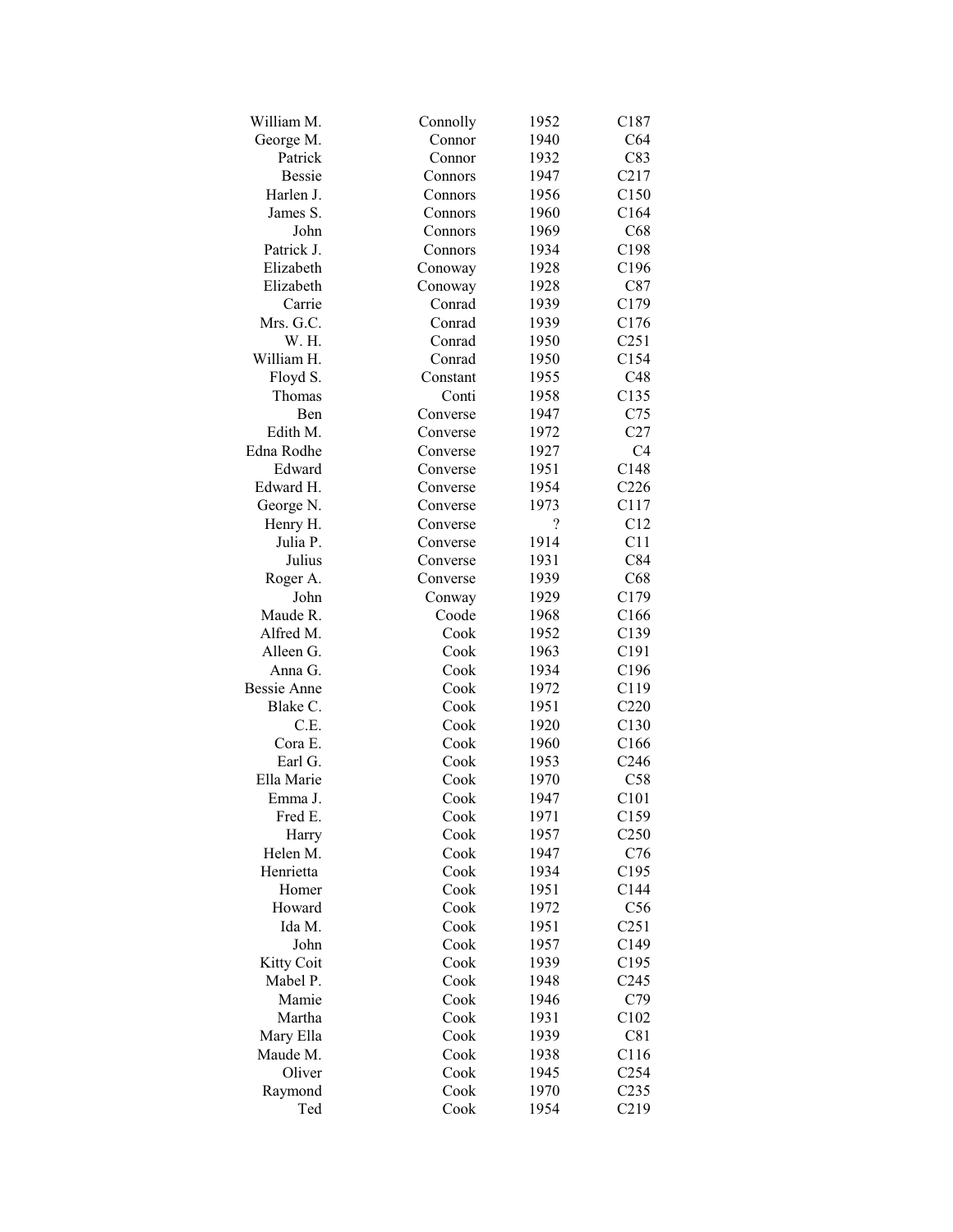| | | | |
|---|---|---|---|
| William M. | Connolly | 1952 | C187 |
| George M. | Connor | 1940 | C64 |
| Patrick | Connor | 1932 | C83 |
| Bessie | Connors | 1947 | C217 |
| Harlen J. | Connors | 1956 | C150 |
| James S. | Connors | 1960 | C164 |
| John | Connors | 1969 | C68 |
| Patrick J. | Connors | 1934 | C198 |
| Elizabeth | Conoway | 1928 | C196 |
| Elizabeth | Conoway | 1928 | C87 |
| Carrie | Conrad | 1939 | C179 |
| Mrs. G.C. | Conrad | 1939 | C176 |
| W. H. | Conrad | 1950 | C251 |
| William H. | Conrad | 1950 | C154 |
| Floyd S. | Constant | 1955 | C48 |
| Thomas | Conti | 1958 | C135 |
| Ben | Converse | 1947 | C75 |
| Edith M. | Converse | 1972 | C27 |
| Edna Rodhe | Converse | 1927 | C4 |
| Edward | Converse | 1951 | C148 |
| Edward H. | Converse | 1954 | C226 |
| George N. | Converse | 1973 | C117 |
| Henry H. | Converse | ? | C12 |
| Julia P. | Converse | 1914 | C11 |
| Julius | Converse | 1931 | C84 |
| Roger A. | Converse | 1939 | C68 |
| John | Conway | 1929 | C179 |
| Maude R. | Coode | 1968 | C166 |
| Alfred M. | Cook | 1952 | C139 |
| Alleen G. | Cook | 1963 | C191 |
| Anna G. | Cook | 1934 | C196 |
| Bessie Anne | Cook | 1972 | C119 |
| Blake C. | Cook | 1951 | C220 |
| C.E. | Cook | 1920 | C130 |
| Cora E. | Cook | 1960 | C166 |
| Earl G. | Cook | 1953 | C246 |
| Ella Marie | Cook | 1970 | C58 |
| Emma J. | Cook | 1947 | C101 |
| Fred E. | Cook | 1971 | C159 |
| Harry | Cook | 1957 | C250 |
| Helen M. | Cook | 1947 | C76 |
| Henrietta | Cook | 1934 | C195 |
| Homer | Cook | 1951 | C144 |
| Howard | Cook | 1972 | C56 |
| Ida M. | Cook | 1951 | C251 |
| John | Cook | 1957 | C149 |
| Kitty Coit | Cook | 1939 | C195 |
| Mabel P. | Cook | 1948 | C245 |
| Mamie | Cook | 1946 | C79 |
| Martha | Cook | 1931 | C102 |
| Mary Ella | Cook | 1939 | C81 |
| Maude M. | Cook | 1938 | C116 |
| Oliver | Cook | 1945 | C254 |
| Raymond | Cook | 1970 | C235 |
| Ted | Cook | 1954 | C219 |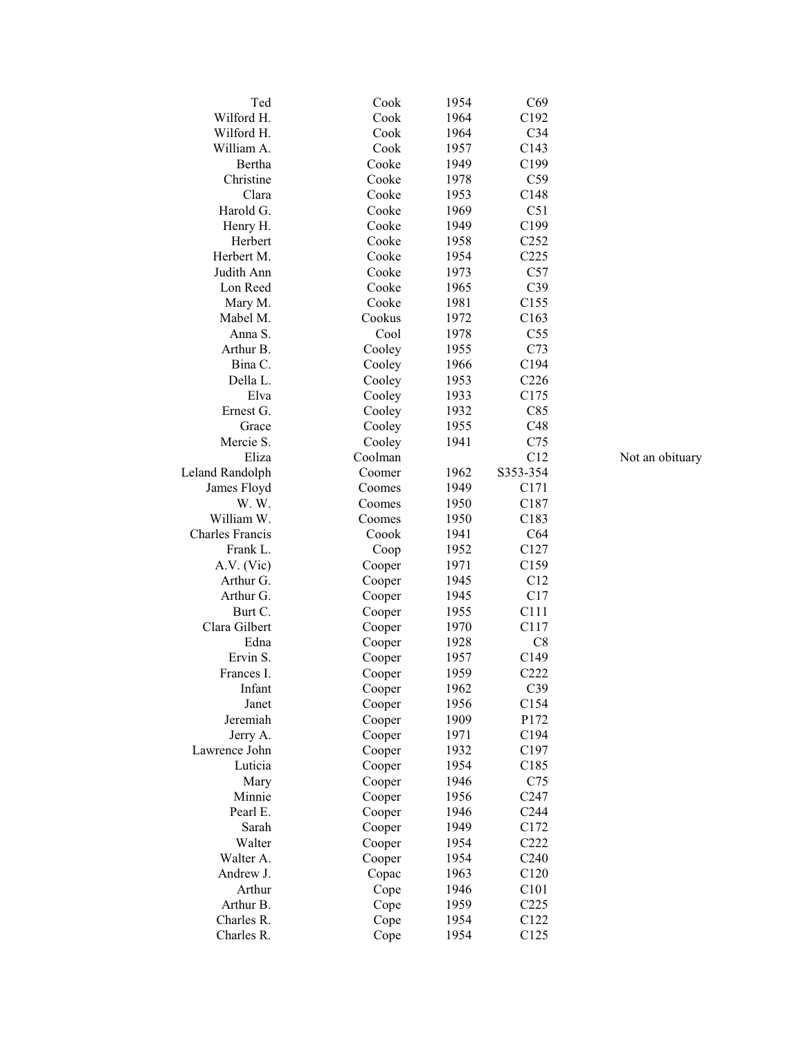| | | | | |
|---|---|---|---|---|
| Ted | Cook | 1954 | C69 | |
| Wilford H. | Cook | 1964 | C192 | |
| Wilford H. | Cook | 1964 | C34 | |
| William A. | Cook | 1957 | C143 | |
| Bertha | Cooke | 1949 | C199 | |
| Christine | Cooke | 1978 | C59 | |
| Clara | Cooke | 1953 | C148 | |
| Harold G. | Cooke | 1969 | C51 | |
| Henry H. | Cooke | 1949 | C199 | |
| Herbert | Cooke | 1958 | C252 | |
| Herbert M. | Cooke | 1954 | C225 | |
| Judith Ann | Cooke | 1973 | C57 | |
| Lon Reed | Cooke | 1965 | C39 | |
| Mary M. | Cooke | 1981 | C155 | |
| Mabel M. | Cookus | 1972 | C163 | |
| Anna S. | Cool | 1978 | C55 | |
| Arthur B. | Cooley | 1955 | C73 | |
| Bina C. | Cooley | 1966 | C194 | |
| Della L. | Cooley | 1953 | C226 | |
| Elva | Cooley | 1933 | C175 | |
| Ernest G. | Cooley | 1932 | C85 | |
| Grace | Cooley | 1955 | C48 | |
| Mercie S. | Cooley | 1941 | C75 | |
| Eliza | Coolman | | C12 | Not an obituary |
| Leland Randolph | Coomer | 1962 | S353-354 | |
| James Floyd | Coomes | 1949 | C171 | |
| W. W. | Coomes | 1950 | C187 | |
| William W. | Coomes | 1950 | C183 | |
| Charles Francis | Coook | 1941 | C64 | |
| Frank L. | Coop | 1952 | C127 | |
| A.V. (Vic) | Cooper | 1971 | C159 | |
| Arthur G. | Cooper | 1945 | C12 | |
| Arthur G. | Cooper | 1945 | C17 | |
| Burt C. | Cooper | 1955 | C111 | |
| Clara Gilbert | Cooper | 1970 | C117 | |
| Edna | Cooper | 1928 | C8 | |
| Ervin S. | Cooper | 1957 | C149 | |
| Frances I. | Cooper | 1959 | C222 | |
| Infant | Cooper | 1962 | C39 | |
| Janet | Cooper | 1956 | C154 | |
| Jeremiah | Cooper | 1909 | P172 | |
| Jerry A. | Cooper | 1971 | C194 | |
| Lawrence John | Cooper | 1932 | C197 | |
| Luticia | Cooper | 1954 | C185 | |
| Mary | Cooper | 1946 | C75 | |
| Minnie | Cooper | 1956 | C247 | |
| Pearl E. | Cooper | 1946 | C244 | |
| Sarah | Cooper | 1949 | C172 | |
| Walter | Cooper | 1954 | C222 | |
| Walter A. | Cooper | 1954 | C240 | |
| Andrew J. | Copac | 1963 | C120 | |
| Arthur | Cope | 1946 | C101 | |
| Arthur B. | Cope | 1959 | C225 | |
| Charles R. | Cope | 1954 | C122 | |
| Charles R. | Cope | 1954 | C125 | |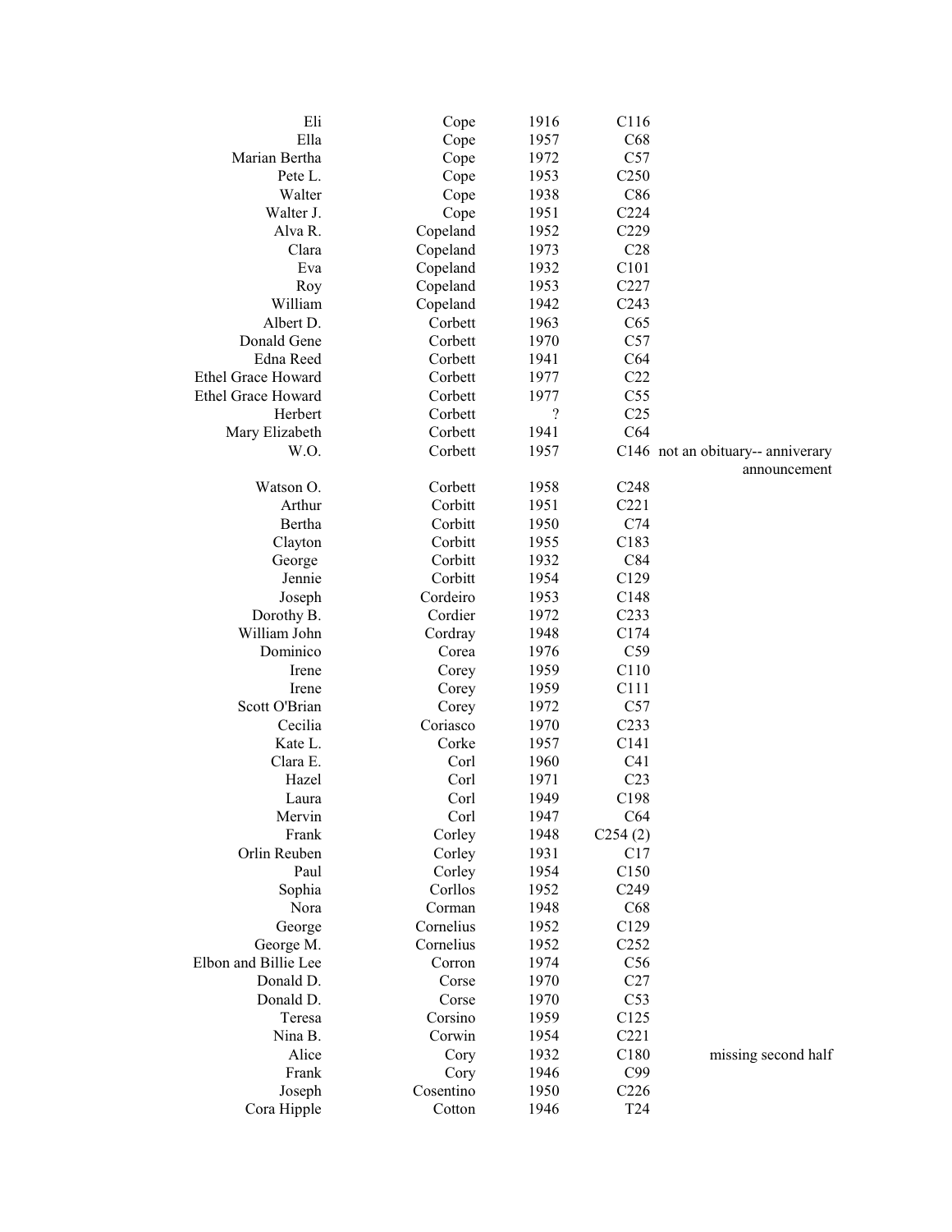| | | | | |
|---|---|---|---|---|
| Eli | Cope | 1916 | C116 | |
| Ella | Cope | 1957 | C68 | |
| Marian Bertha | Cope | 1972 | C57 | |
| Pete L. | Cope | 1953 | C250 | |
| Walter | Cope | 1938 | C86 | |
| Walter J. | Cope | 1951 | C224 | |
| Alva R. | Copeland | 1952 | C229 | |
| Clara | Copeland | 1973 | C28 | |
| Eva | Copeland | 1932 | C101 | |
| Roy | Copeland | 1953 | C227 | |
| William | Copeland | 1942 | C243 | |
| Albert D. | Corbett | 1963 | C65 | |
| Donald Gene | Corbett | 1970 | C57 | |
| Edna Reed | Corbett | 1941 | C64 | |
| Ethel Grace Howard | Corbett | 1977 | C22 | |
| Ethel Grace Howard | Corbett | 1977 | C55 | |
| Herbert | Corbett | ? | C25 | |
| Mary Elizabeth | Corbett | 1941 | C64 | |
| W.O. | Corbett | 1957 | C146 | not an obituary-- anniverary announcement |
| Watson O. | Corbett | 1958 | C248 | |
| Arthur | Corbitt | 1951 | C221 | |
| Bertha | Corbitt | 1950 | C74 | |
| Clayton | Corbitt | 1955 | C183 | |
| George | Corbitt | 1932 | C84 | |
| Jennie | Corbitt | 1954 | C129 | |
| Joseph | Cordeiro | 1953 | C148 | |
| Dorothy B. | Cordier | 1972 | C233 | |
| William John | Cordray | 1948 | C174 | |
| Dominico | Corea | 1976 | C59 | |
| Irene | Corey | 1959 | C110 | |
| Irene | Corey | 1959 | C111 | |
| Scott O'Brian | Corey | 1972 | C57 | |
| Cecilia | Coriasco | 1970 | C233 | |
| Kate L. | Corke | 1957 | C141 | |
| Clara E. | Corl | 1960 | C41 | |
| Hazel | Corl | 1971 | C23 | |
| Laura | Corl | 1949 | C198 | |
| Mervin | Corl | 1947 | C64 | |
| Frank | Corley | 1948 | C254 (2) | |
| Orlin Reuben | Corley | 1931 | C17 | |
| Paul | Corley | 1954 | C150 | |
| Sophia | Corllos | 1952 | C249 | |
| Nora | Corman | 1948 | C68 | |
| George | Cornelius | 1952 | C129 | |
| George M. | Cornelius | 1952 | C252 | |
| Elbon and Billie Lee | Corron | 1974 | C56 | |
| Donald D. | Corse | 1970 | C27 | |
| Donald D. | Corse | 1970 | C53 | |
| Teresa | Corsino | 1959 | C125 | |
| Nina B. | Corwin | 1954 | C221 | |
| Alice | Cory | 1932 | C180 | missing second half |
| Frank | Cory | 1946 | C99 | |
| Joseph | Cosentino | 1950 | C226 | |
| Cora Hipple | Cotton | 1946 | T24 | |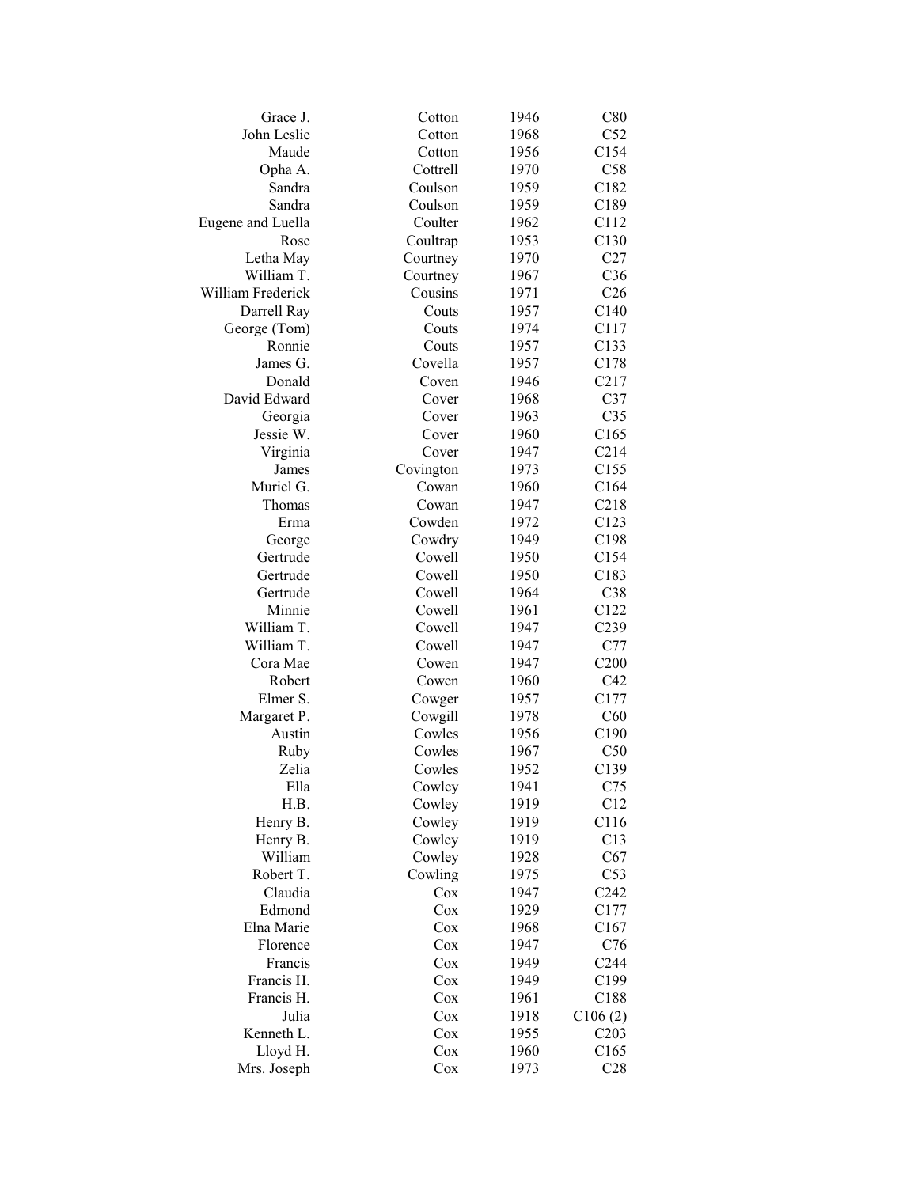| | | | |
|---|---|---|---|
| Grace J. | Cotton | 1946 | C80 |
| John Leslie | Cotton | 1968 | C52 |
| Maude | Cotton | 1956 | C154 |
| Opha A. | Cottrell | 1970 | C58 |
| Sandra | Coulson | 1959 | C182 |
| Sandra | Coulson | 1959 | C189 |
| Eugene and Luella | Coulter | 1962 | C112 |
| Rose | Coultrap | 1953 | C130 |
| Letha May | Courtney | 1970 | C27 |
| William T. | Courtney | 1967 | C36 |
| William Frederick | Cousins | 1971 | C26 |
| Darrell Ray | Couts | 1957 | C140 |
| George (Tom) | Couts | 1974 | C117 |
| Ronnie | Couts | 1957 | C133 |
| James G. | Covella | 1957 | C178 |
| Donald | Coven | 1946 | C217 |
| David Edward | Cover | 1968 | C37 |
| Georgia | Cover | 1963 | C35 |
| Jessie W. | Cover | 1960 | C165 |
| Virginia | Cover | 1947 | C214 |
| James | Covington | 1973 | C155 |
| Muriel G. | Cowan | 1960 | C164 |
| Thomas | Cowan | 1947 | C218 |
| Erma | Cowden | 1972 | C123 |
| George | Cowdry | 1949 | C198 |
| Gertrude | Cowell | 1950 | C154 |
| Gertrude | Cowell | 1950 | C183 |
| Gertrude | Cowell | 1964 | C38 |
| Minnie | Cowell | 1961 | C122 |
| William T. | Cowell | 1947 | C239 |
| William T. | Cowell | 1947 | C77 |
| Cora Mae | Cowen | 1947 | C200 |
| Robert | Cowen | 1960 | C42 |
| Elmer S. | Cowger | 1957 | C177 |
| Margaret P. | Cowgill | 1978 | C60 |
| Austin | Cowles | 1956 | C190 |
| Ruby | Cowles | 1967 | C50 |
| Zelia | Cowles | 1952 | C139 |
| Ella | Cowley | 1941 | C75 |
| H.B. | Cowley | 1919 | C12 |
| Henry B. | Cowley | 1919 | C116 |
| Henry B. | Cowley | 1919 | C13 |
| William | Cowley | 1928 | C67 |
| Robert T. | Cowling | 1975 | C53 |
| Claudia | Cox | 1947 | C242 |
| Edmond | Cox | 1929 | C177 |
| Elna Marie | Cox | 1968 | C167 |
| Florence | Cox | 1947 | C76 |
| Francis | Cox | 1949 | C244 |
| Francis H. | Cox | 1949 | C199 |
| Francis H. | Cox | 1961 | C188 |
| Julia | Cox | 1918 | C106 (2) |
| Kenneth L. | Cox | 1955 | C203 |
| Lloyd H. | Cox | 1960 | C165 |
| Mrs. Joseph | Cox | 1973 | C28 |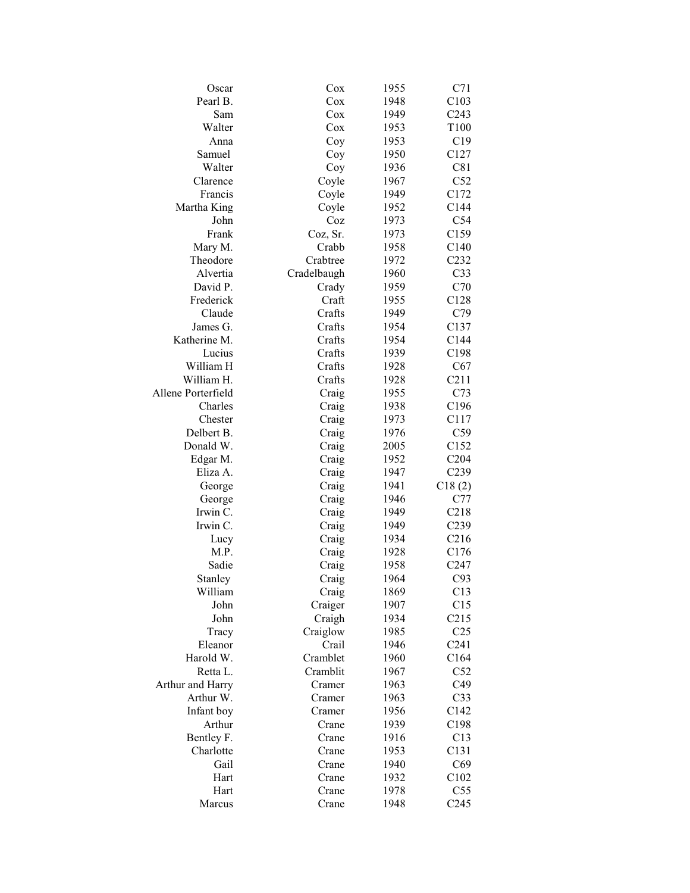| | | | |
|---|---|---|---|
| Oscar | Cox | 1955 | C71 |
| Pearl B. | Cox | 1948 | C103 |
| Sam | Cox | 1949 | C243 |
| Walter | Cox | 1953 | T100 |
| Anna | Coy | 1953 | C19 |
| Samuel | Coy | 1950 | C127 |
| Walter | Coy | 1936 | C81 |
| Clarence | Coyle | 1967 | C52 |
| Francis | Coyle | 1949 | C172 |
| Martha King | Coyle | 1952 | C144 |
| John | Coz | 1973 | C54 |
| Frank | Coz, Sr. | 1973 | C159 |
| Mary M. | Crabb | 1958 | C140 |
| Theodore | Crabtree | 1972 | C232 |
| Alvertia | Cradelbaugh | 1960 | C33 |
| David P. | Crady | 1959 | C70 |
| Frederick | Craft | 1955 | C128 |
| Claude | Crafts | 1949 | C79 |
| James G. | Crafts | 1954 | C137 |
| Katherine M. | Crafts | 1954 | C144 |
| Lucius | Crafts | 1939 | C198 |
| William H | Crafts | 1928 | C67 |
| William H. | Crafts | 1928 | C211 |
| Allene Porterfield | Craig | 1955 | C73 |
| Charles | Craig | 1938 | C196 |
| Chester | Craig | 1973 | C117 |
| Delbert B. | Craig | 1976 | C59 |
| Donald W. | Craig | 2005 | C152 |
| Edgar M. | Craig | 1952 | C204 |
| Eliza A. | Craig | 1947 | C239 |
| George | Craig | 1941 | C18 (2) |
| George | Craig | 1946 | C77 |
| Irwin C. | Craig | 1949 | C218 |
| Irwin C. | Craig | 1949 | C239 |
| Lucy | Craig | 1934 | C216 |
| M.P. | Craig | 1928 | C176 |
| Sadie | Craig | 1958 | C247 |
| Stanley | Craig | 1964 | C93 |
| William | Craig | 1869 | C13 |
| John | Craiger | 1907 | C15 |
| John | Craigh | 1934 | C215 |
| Tracy | Craiglow | 1985 | C25 |
| Eleanor | Crail | 1946 | C241 |
| Harold W. | Cramblet | 1960 | C164 |
| Retta L. | Cramblit | 1967 | C52 |
| Arthur and Harry | Cramer | 1963 | C49 |
| Arthur W. | Cramer | 1963 | C33 |
| Infant boy | Cramer | 1956 | C142 |
| Arthur | Crane | 1939 | C198 |
| Bentley F. | Crane | 1916 | C13 |
| Charlotte | Crane | 1953 | C131 |
| Gail | Crane | 1940 | C69 |
| Hart | Crane | 1932 | C102 |
| Hart | Crane | 1978 | C55 |
| Marcus | Crane | 1948 | C245 |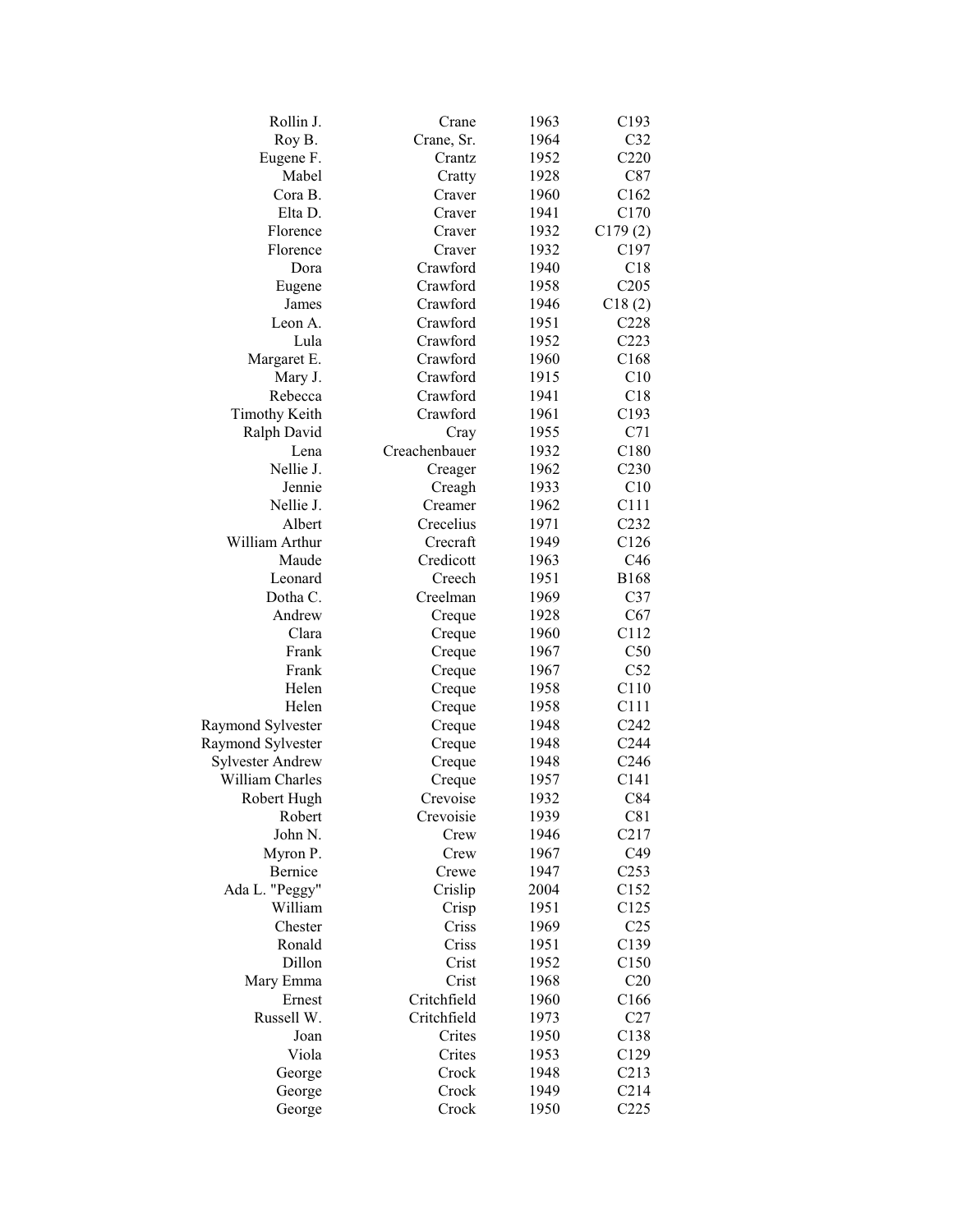| | | | |
|---|---|---|---|
| Rollin J. | Crane | 1963 | C193 |
| Roy B. | Crane, Sr. | 1964 | C32 |
| Eugene F. | Crantz | 1952 | C220 |
| Mabel | Cratty | 1928 | C87 |
| Cora B. | Craver | 1960 | C162 |
| Elta D. | Craver | 1941 | C170 |
| Florence | Craver | 1932 | C179 (2) |
| Florence | Craver | 1932 | C197 |
| Dora | Crawford | 1940 | C18 |
| Eugene | Crawford | 1958 | C205 |
| James | Crawford | 1946 | C18 (2) |
| Leon A. | Crawford | 1951 | C228 |
| Lula | Crawford | 1952 | C223 |
| Margaret E. | Crawford | 1960 | C168 |
| Mary J. | Crawford | 1915 | C10 |
| Rebecca | Crawford | 1941 | C18 |
| Timothy Keith | Crawford | 1961 | C193 |
| Ralph David | Cray | 1955 | C71 |
| Lena | Creachenbauer | 1932 | C180 |
| Nellie J. | Creager | 1962 | C230 |
| Jennie | Creagh | 1933 | C10 |
| Nellie J. | Creamer | 1962 | C111 |
| Albert | Crecelius | 1971 | C232 |
| William Arthur | Crecraft | 1949 | C126 |
| Maude | Credicott | 1963 | C46 |
| Leonard | Creech | 1951 | B168 |
| Dotha C. | Creelman | 1969 | C37 |
| Andrew | Creque | 1928 | C67 |
| Clara | Creque | 1960 | C112 |
| Frank | Creque | 1967 | C50 |
| Frank | Creque | 1967 | C52 |
| Helen | Creque | 1958 | C110 |
| Helen | Creque | 1958 | C111 |
| Raymond Sylvester | Creque | 1948 | C242 |
| Raymond Sylvester | Creque | 1948 | C244 |
| Sylvester Andrew | Creque | 1948 | C246 |
| William Charles | Creque | 1957 | C141 |
| Robert Hugh | Crevoise | 1932 | C84 |
| Robert | Crevoisie | 1939 | C81 |
| John N. | Crew | 1946 | C217 |
| Myron P. | Crew | 1967 | C49 |
| Bernice | Crewe | 1947 | C253 |
| Ada L. "Peggy" | Crislip | 2004 | C152 |
| William | Crisp | 1951 | C125 |
| Chester | Criss | 1969 | C25 |
| Ronald | Criss | 1951 | C139 |
| Dillon | Crist | 1952 | C150 |
| Mary Emma | Crist | 1968 | C20 |
| Ernest | Critchfield | 1960 | C166 |
| Russell W. | Critchfield | 1973 | C27 |
| Joan | Crites | 1950 | C138 |
| Viola | Crites | 1953 | C129 |
| George | Crock | 1948 | C213 |
| George | Crock | 1949 | C214 |
| George | Crock | 1950 | C225 |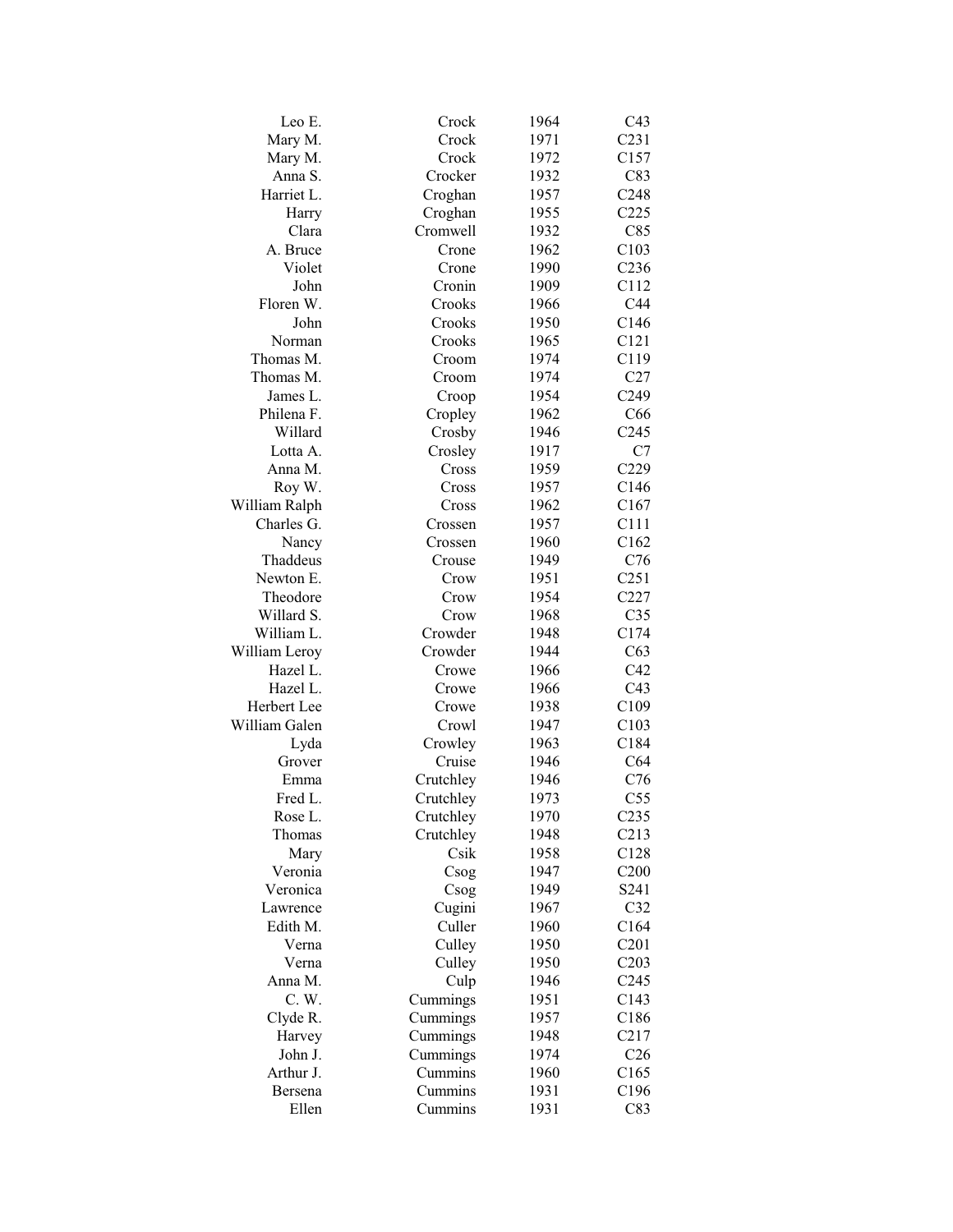| | | | |
|---|---|---|---|
| Leo E. | Crock | 1964 | C43 |
| Mary M. | Crock | 1971 | C231 |
| Mary M. | Crock | 1972 | C157 |
| Anna S. | Crocker | 1932 | C83 |
| Harriet L. | Croghan | 1957 | C248 |
| Harry | Croghan | 1955 | C225 |
| Clara | Cromwell | 1932 | C85 |
| A. Bruce | Crone | 1962 | C103 |
| Violet | Crone | 1990 | C236 |
| John | Cronin | 1909 | C112 |
| Floren W. | Crooks | 1966 | C44 |
| John | Crooks | 1950 | C146 |
| Norman | Crooks | 1965 | C121 |
| Thomas M. | Croom | 1974 | C119 |
| Thomas M. | Croom | 1974 | C27 |
| James L. | Croop | 1954 | C249 |
| Philena F. | Cropley | 1962 | C66 |
| Willard | Crosby | 1946 | C245 |
| Lotta A. | Crosley | 1917 | C7 |
| Anna M. | Cross | 1959 | C229 |
| Roy W. | Cross | 1957 | C146 |
| William Ralph | Cross | 1962 | C167 |
| Charles G. | Crossen | 1957 | C111 |
| Nancy | Crossen | 1960 | C162 |
| Thaddeus | Crouse | 1949 | C76 |
| Newton E. | Crow | 1951 | C251 |
| Theodore | Crow | 1954 | C227 |
| Willard S. | Crow | 1968 | C35 |
| William L. | Crowder | 1948 | C174 |
| William Leroy | Crowder | 1944 | C63 |
| Hazel L. | Crowe | 1966 | C42 |
| Hazel L. | Crowe | 1966 | C43 |
| Herbert Lee | Crowe | 1938 | C109 |
| William Galen | Crowl | 1947 | C103 |
| Lyda | Crowley | 1963 | C184 |
| Grover | Cruise | 1946 | C64 |
| Emma | Crutchley | 1946 | C76 |
| Fred L. | Crutchley | 1973 | C55 |
| Rose L. | Crutchley | 1970 | C235 |
| Thomas | Crutchley | 1948 | C213 |
| Mary | Csik | 1958 | C128 |
| Veronia | Csog | 1947 | C200 |
| Veronica | Csog | 1949 | S241 |
| Lawrence | Cugini | 1967 | C32 |
| Edith M. | Culler | 1960 | C164 |
| Verna | Culley | 1950 | C201 |
| Verna | Culley | 1950 | C203 |
| Anna M. | Culp | 1946 | C245 |
| C. W. | Cummings | 1951 | C143 |
| Clyde R. | Cummings | 1957 | C186 |
| Harvey | Cummings | 1948 | C217 |
| John J. | Cummings | 1974 | C26 |
| Arthur J. | Cummins | 1960 | C165 |
| Bersena | Cummins | 1931 | C196 |
| Ellen | Cummins | 1931 | C83 |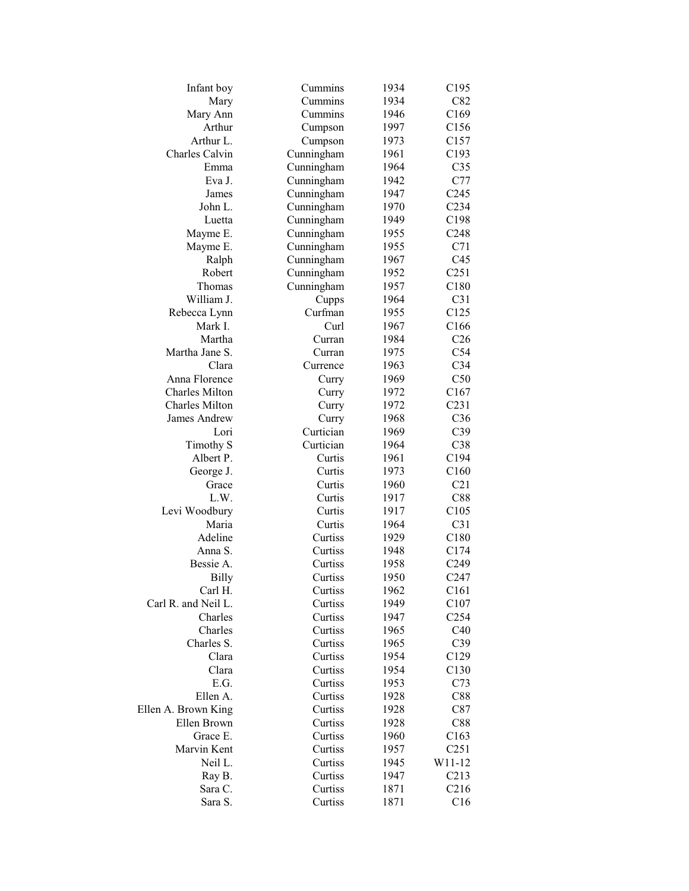| | | | |
|---|---|---|---|
| Infant boy | Cummins | 1934 | C195 |
| Mary | Cummins | 1934 | C82 |
| Mary Ann | Cummins | 1946 | C169 |
| Arthur | Cumpson | 1997 | C156 |
| Arthur L. | Cumpson | 1973 | C157 |
| Charles Calvin | Cunningham | 1961 | C193 |
| Emma | Cunningham | 1964 | C35 |
| Eva J. | Cunningham | 1942 | C77 |
| James | Cunningham | 1947 | C245 |
| John L. | Cunningham | 1970 | C234 |
| Luetta | Cunningham | 1949 | C198 |
| Mayme E. | Cunningham | 1955 | C248 |
| Mayme E. | Cunningham | 1955 | C71 |
| Ralph | Cunningham | 1967 | C45 |
| Robert | Cunningham | 1952 | C251 |
| Thomas | Cunningham | 1957 | C180 |
| William J. | Cupps | 1964 | C31 |
| Rebecca Lynn | Curfman | 1955 | C125 |
| Mark I. | Curl | 1967 | C166 |
| Martha | Curran | 1984 | C26 |
| Martha Jane S. | Curran | 1975 | C54 |
| Clara | Currence | 1963 | C34 |
| Anna Florence | Curry | 1969 | C50 |
| Charles Milton | Curry | 1972 | C167 |
| Charles Milton | Curry | 1972 | C231 |
| James Andrew | Curry | 1968 | C36 |
| Lori | Curtician | 1969 | C39 |
| Timothy S | Curtician | 1964 | C38 |
| Albert P. | Curtis | 1961 | C194 |
| George J. | Curtis | 1973 | C160 |
| Grace | Curtis | 1960 | C21 |
| L.W. | Curtis | 1917 | C88 |
| Levi Woodbury | Curtis | 1917 | C105 |
| Maria | Curtis | 1964 | C31 |
| Adeline | Curtiss | 1929 | C180 |
| Anna S. | Curtiss | 1948 | C174 |
| Bessie A. | Curtiss | 1958 | C249 |
| Billy | Curtiss | 1950 | C247 |
| Carl H. | Curtiss | 1962 | C161 |
| Carl R. and Neil L. | Curtiss | 1949 | C107 |
| Charles | Curtiss | 1947 | C254 |
| Charles | Curtiss | 1965 | C40 |
| Charles S. | Curtiss | 1965 | C39 |
| Clara | Curtiss | 1954 | C129 |
| Clara | Curtiss | 1954 | C130 |
| E.G. | Curtiss | 1953 | C73 |
| Ellen A. | Curtiss | 1928 | C88 |
| Ellen A. Brown King | Curtiss | 1928 | C87 |
| Ellen Brown | Curtiss | 1928 | C88 |
| Grace E. | Curtiss | 1960 | C163 |
| Marvin Kent | Curtiss | 1957 | C251 |
| Neil L. | Curtiss | 1945 | W11-12 |
| Ray B. | Curtiss | 1947 | C213 |
| Sara C. | Curtiss | 1871 | C216 |
| Sara S. | Curtiss | 1871 | C16 |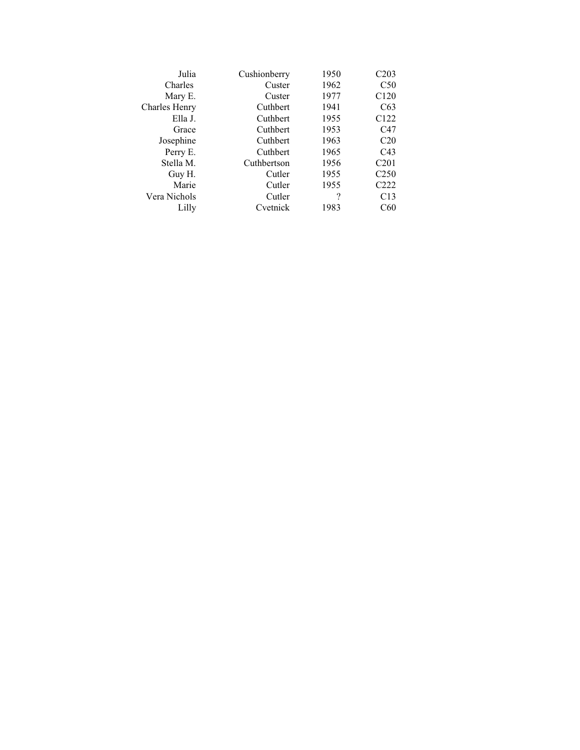| | | | |
|---|---|---|---|
| Julia | Cushionberry | 1950 | C203 |
| Charles | Custer | 1962 | C50 |
| Mary E. | Custer | 1977 | C120 |
| Charles Henry | Cuthbert | 1941 | C63 |
| Ella J. | Cuthbert | 1955 | C122 |
| Grace | Cuthbert | 1953 | C47 |
| Josephine | Cuthbert | 1963 | C20 |
| Perry E. | Cuthbert | 1965 | C43 |
| Stella M. | Cuthbertson | 1956 | C201 |
| Guy H. | Cutler | 1955 | C250 |
| Marie | Cutler | 1955 | C222 |
| Vera Nichols | Cutler | ? | C13 |
| Lilly | Cvetnick | 1983 | C60 |